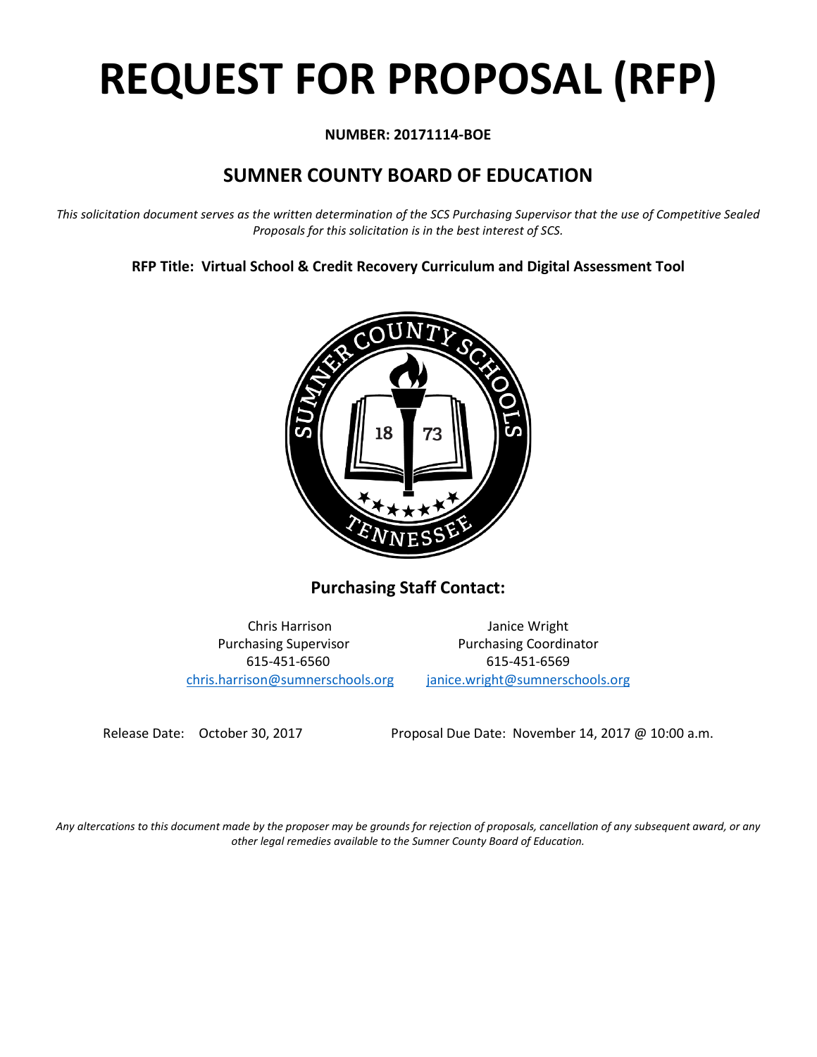# REQUEST FOR PROPOSAL (RFP)

**NUMBER: 20171114-BOE**

## SUMNER COUNTY BOARD OF EDUCATION

*This solicitation document serves as the written determination of the SCS Purchasing Supervisor that the use of Competitive Sealed Proposals for this solicitation is in the best interest of SCS.*

**RFP Title: Virtual School & Credit Recovery Curriculum and Digital Assessment Tool**

### Purchasing Staff Contact:

Chris Harrison
Purchasing Supervisor
615-451-6560
chris.harrison@sumnerschools.org

Janice Wright
Purchasing Coordinator
615-451-6569
janice.wright@sumnerschools.org

Release Date: October 30, 2017

Proposal Due Date: November 14, 2017 @ 10:00 a.m.

*Any altercations to this document made by the proposer may be grounds for rejection of proposals, cancellation of any subsequent award, or any other legal remedies available to the Sumner County Board of Education.*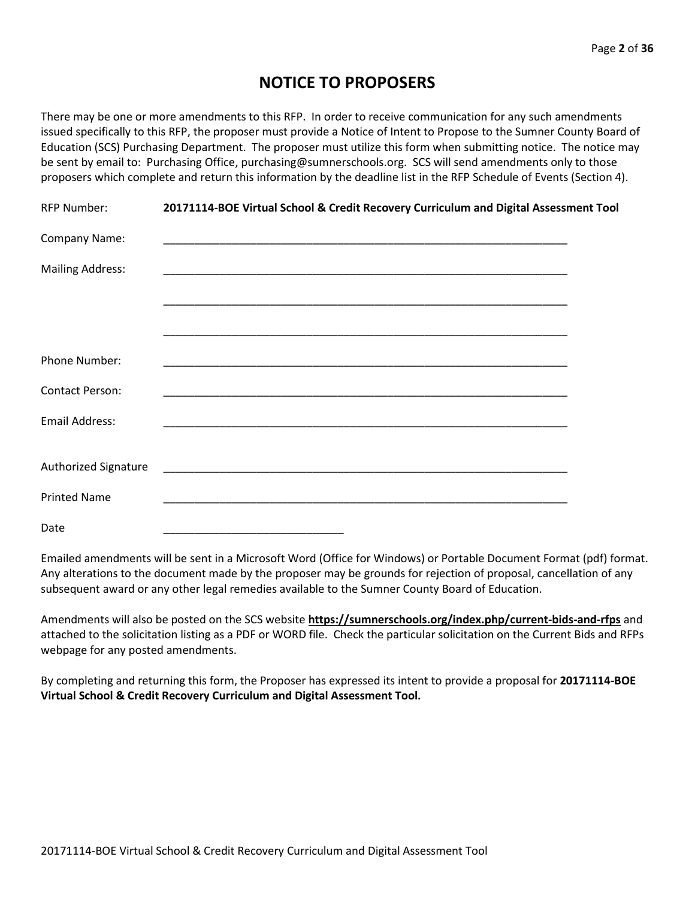# NOTICE TO PROPOSERS

There may be one or more amendments to this RFP. In order to receive communication for any such amendments issued specifically to this RFP, the proposer must provide a Notice of Intent to Propose to the Sumner County Board of Education (SCS) Purchasing Department. The proposer must utilize this form when submitting notice. The notice may be sent by email to: Purchasing Office, purchasing@sumnerschools.org. SCS will send amendments only to those proposers which complete and return this information by the deadline list in the RFP Schedule of Events (Section 4).

RFP Number: **20171114-BOE Virtual School & Credit Recovery Curriculum and Digital Assessment Tool**

Company Name: ____________________________________________________________________

Mailing Address: ____________________________________________________________________

____________________________________________________________________

____________________________________________________________________

Phone Number: ____________________________________________________________________

Contact Person: ____________________________________________________________________

Email Address: ____________________________________________________________________

Authorized Signature ____________________________________________________________________

Printed Name ____________________________________________________________________

Date _____________________________

Emailed amendments will be sent in a Microsoft Word (Office for Windows) or Portable Document Format (pdf) format. Any alterations to the document made by the proposer may be grounds for rejection of proposal, cancellation of any subsequent award or any other legal remedies available to the Sumner County Board of Education.

Amendments will also be posted on the SCS website **https://sumnerschools.org/index.php/current-bids-and-rfps** and attached to the solicitation listing as a PDF or WORD file. Check the particular solicitation on the Current Bids and RFPs webpage for any posted amendments.

By completing and returning this form, the Proposer has expressed its intent to provide a proposal for **20171114-BOE Virtual School & Credit Recovery Curriculum and Digital Assessment Tool.**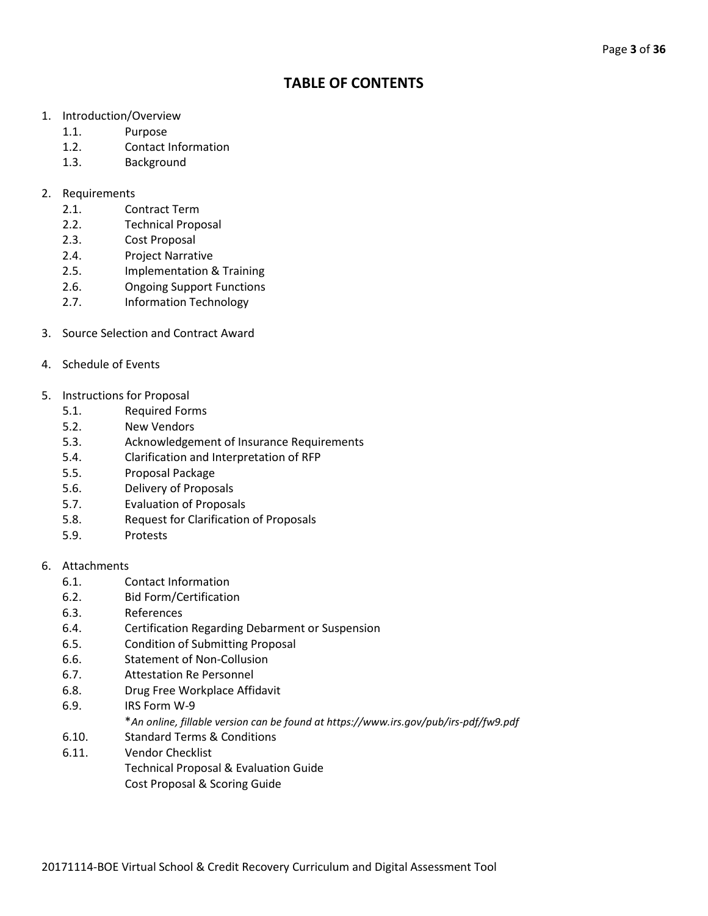# TABLE OF CONTENTS

1. Introduction/Overview
    - 1.1. Purpose
    - 1.2. Contact Information
    - 1.3. Background

2. Requirements
    - 2.1. Contract Term
    - 2.2. Technical Proposal
    - 2.3. Cost Proposal
    - 2.4. Project Narrative
    - 2.5. Implementation & Training
    - 2.6. Ongoing Support Functions
    - 2.7. Information Technology

3. Source Selection and Contract Award

4. Schedule of Events

5. Instructions for Proposal
    - 5.1. Required Forms
    - 5.2. New Vendors
    - 5.3. Acknowledgement of Insurance Requirements
    - 5.4. Clarification and Interpretation of RFP
    - 5.5. Proposal Package
    - 5.6. Delivery of Proposals
    - 5.7. Evaluation of Proposals
    - 5.8. Request for Clarification of Proposals
    - 5.9. Protests

6. Attachments
    - 6.1. Contact Information
    - 6.2. Bid Form/Certification
    - 6.3. References
    - 6.4. Certification Regarding Debarment or Suspension
    - 6.5. Condition of Submitting Proposal
    - 6.6. Statement of Non-Collusion
    - 6.7. Attestation Re Personnel
    - 6.8. Drug Free Workplace Affidavit
    - 6.9. IRS Form W-9
      *\*An online, fillable version can be found at https://www.irs.gov/pub/irs-pdf/fw9.pdf*
    - 6.10. Standard Terms & Conditions
    - 6.11. Vendor Checklist
      Technical Proposal & Evaluation Guide
      Cost Proposal & Scoring Guide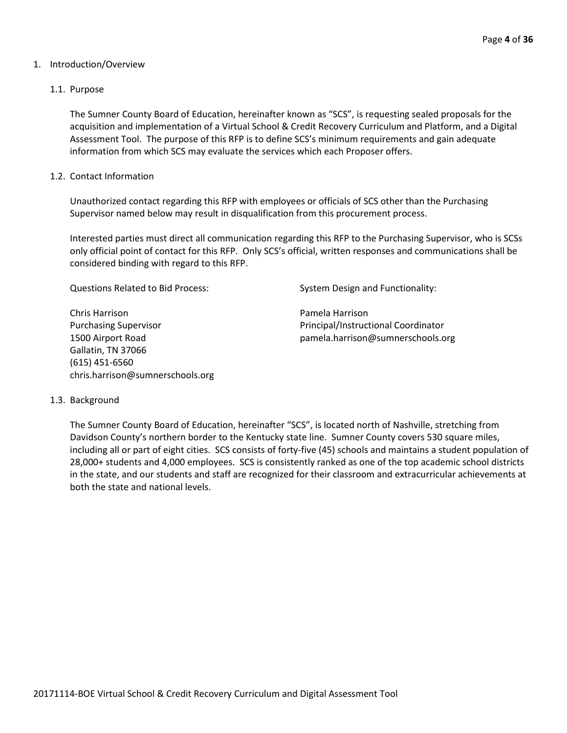# 1. Introduction/Overview

## 1.1. Purpose

The Sumner County Board of Education, hereinafter known as "SCS", is requesting sealed proposals for the acquisition and implementation of a Virtual School & Credit Recovery Curriculum and Platform, and a Digital Assessment Tool. The purpose of this RFP is to define SCS's minimum requirements and gain adequate information from which SCS may evaluate the services which each Proposer offers.

## 1.2. Contact Information

Unauthorized contact regarding this RFP with employees or officials of SCS other than the Purchasing Supervisor named below may result in disqualification from this procurement process.

Interested parties must direct all communication regarding this RFP to the Purchasing Supervisor, who is SCSs only official point of contact for this RFP. Only SCS's official, written responses and communications shall be considered binding with regard to this RFP.

Questions Related to Bid Process:

Chris Harrison
Purchasing Supervisor
1500 Airport Road
Gallatin, TN 37066
(615) 451-6560
chris.harrison@sumnerschools.org

System Design and Functionality:

Pamela Harrison
Principal/Instructional Coordinator
pamela.harrison@sumnerschools.org

## 1.3. Background

The Sumner County Board of Education, hereinafter "SCS", is located north of Nashville, stretching from Davidson County's northern border to the Kentucky state line. Sumner County covers 530 square miles, including all or part of eight cities. SCS consists of forty-five (45) schools and maintains a student population of 28,000+ students and 4,000 employees. SCS is consistently ranked as one of the top academic school districts in the state, and our students and staff are recognized for their classroom and extracurricular achievements at both the state and national levels.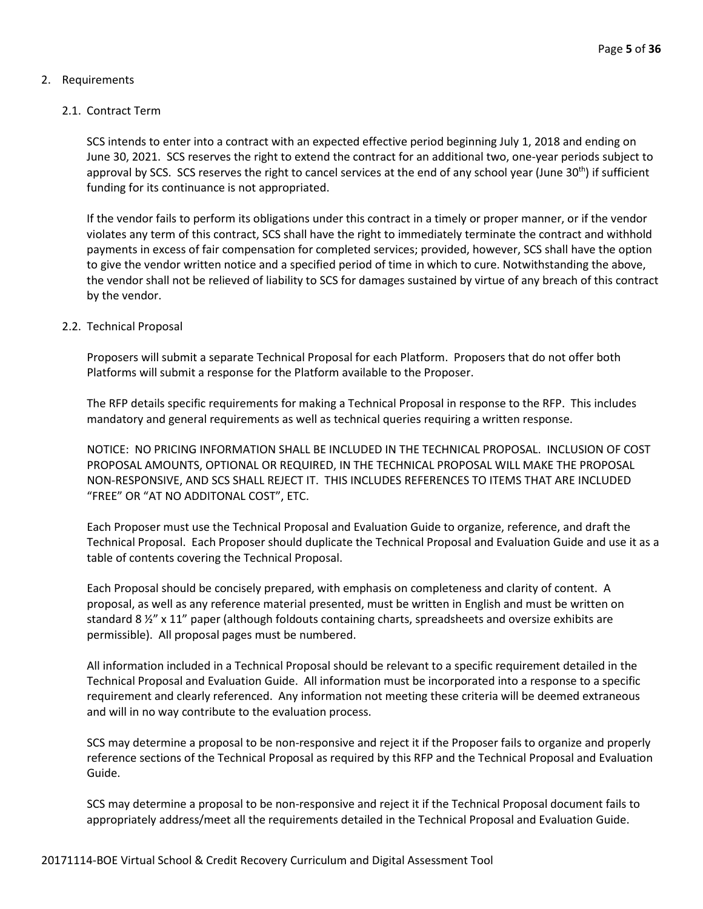## 2. Requirements

### 2.1. Contract Term

SCS intends to enter into a contract with an expected effective period beginning July 1, 2018 and ending on June 30, 2021. SCS reserves the right to extend the contract for an additional two, one-year periods subject to approval by SCS. SCS reserves the right to cancel services at the end of any school year (June 30th) if sufficient funding for its continuance is not appropriated.

If the vendor fails to perform its obligations under this contract in a timely or proper manner, or if the vendor violates any term of this contract, SCS shall have the right to immediately terminate the contract and withhold payments in excess of fair compensation for completed services; provided, however, SCS shall have the option to give the vendor written notice and a specified period of time in which to cure. Notwithstanding the above, the vendor shall not be relieved of liability to SCS for damages sustained by virtue of any breach of this contract by the vendor.

### 2.2. Technical Proposal

Proposers will submit a separate Technical Proposal for each Platform. Proposers that do not offer both Platforms will submit a response for the Platform available to the Proposer.

The RFP details specific requirements for making a Technical Proposal in response to the RFP. This includes mandatory and general requirements as well as technical queries requiring a written response.

NOTICE: NO PRICING INFORMATION SHALL BE INCLUDED IN THE TECHNICAL PROPOSAL. INCLUSION OF COST PROPOSAL AMOUNTS, OPTIONAL OR REQUIRED, IN THE TECHNICAL PROPOSAL WILL MAKE THE PROPOSAL NON-RESPONSIVE, AND SCS SHALL REJECT IT. THIS INCLUDES REFERENCES TO ITEMS THAT ARE INCLUDED "FREE" OR "AT NO ADDITONAL COST", ETC.

Each Proposer must use the Technical Proposal and Evaluation Guide to organize, reference, and draft the Technical Proposal. Each Proposer should duplicate the Technical Proposal and Evaluation Guide and use it as a table of contents covering the Technical Proposal.

Each Proposal should be concisely prepared, with emphasis on completeness and clarity of content. A proposal, as well as any reference material presented, must be written in English and must be written on standard 8 ½" x 11" paper (although foldouts containing charts, spreadsheets and oversize exhibits are permissible). All proposal pages must be numbered.

All information included in a Technical Proposal should be relevant to a specific requirement detailed in the Technical Proposal and Evaluation Guide. All information must be incorporated into a response to a specific requirement and clearly referenced. Any information not meeting these criteria will be deemed extraneous and will in no way contribute to the evaluation process.

SCS may determine a proposal to be non-responsive and reject it if the Proposer fails to organize and properly reference sections of the Technical Proposal as required by this RFP and the Technical Proposal and Evaluation Guide.

SCS may determine a proposal to be non-responsive and reject it if the Technical Proposal document fails to appropriately address/meet all the requirements detailed in the Technical Proposal and Evaluation Guide.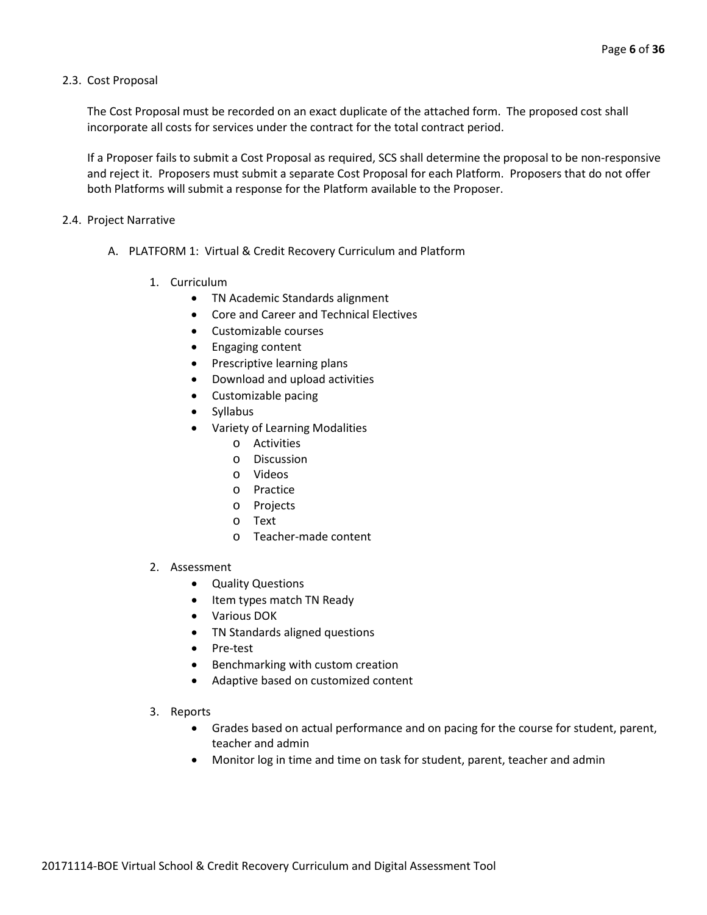### 2.3. Cost Proposal

The Cost Proposal must be recorded on an exact duplicate of the attached form. The proposed cost shall incorporate all costs for services under the contract for the total contract period.

If a Proposer fails to submit a Cost Proposal as required, SCS shall determine the proposal to be non-responsive and reject it. Proposers must submit a separate Cost Proposal for each Platform. Proposers that do not offer both Platforms will submit a response for the Platform available to the Proposer.

### 2.4. Project Narrative

A. PLATFORM 1: Virtual & Credit Recovery Curriculum and Platform

1. Curriculum
   - TN Academic Standards alignment
   - Core and Career and Technical Electives
   - Customizable courses
   - Engaging content
   - Prescriptive learning plans
   - Download and upload activities
   - Customizable pacing
   - Syllabus
   - Variety of Learning Modalities
     - Activities
     - Discussion
     - Videos
     - Practice
     - Projects
     - Text
     - Teacher-made content

2. Assessment
   - Quality Questions
   - Item types match TN Ready
   - Various DOK
   - TN Standards aligned questions
   - Pre-test
   - Benchmarking with custom creation
   - Adaptive based on customized content

3. Reports
   - Grades based on actual performance and on pacing for the course for student, parent, teacher and admin
   - Monitor log in time and time on task for student, parent, teacher and admin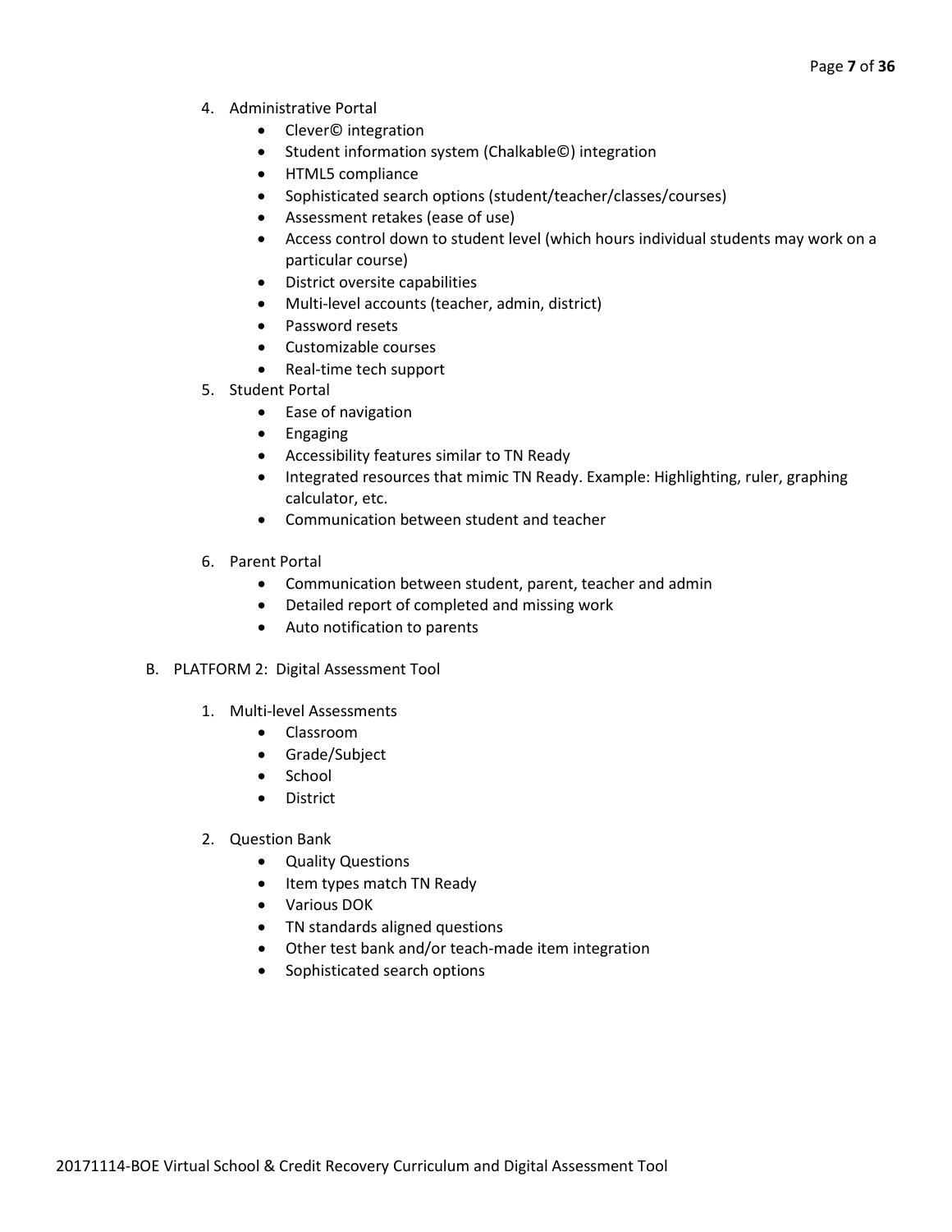4. Administrative Portal
    - Clever© integration
    - Student information system (Chalkable©) integration
    - HTML5 compliance
    - Sophisticated search options (student/teacher/classes/courses)
    - Assessment retakes (ease of use)
    - Access control down to student level (which hours individual students may work on a particular course)
    - District oversite capabilities
    - Multi-level accounts (teacher, admin, district)
    - Password resets
    - Customizable courses
    - Real-time tech support
5. Student Portal
    - Ease of navigation
    - Engaging
    - Accessibility features similar to TN Ready
    - Integrated resources that mimic TN Ready. Example: Highlighting, ruler, graphing calculator, etc.
    - Communication between student and teacher

6. Parent Portal
    - Communication between student, parent, teacher and admin
    - Detailed report of completed and missing work
    - Auto notification to parents

B. PLATFORM 2: Digital Assessment Tool

1. Multi-level Assessments
    - Classroom
    - Grade/Subject
    - School
    - District

2. Question Bank
    - Quality Questions
    - Item types match TN Ready
    - Various DOK
    - TN standards aligned questions
    - Other test bank and/or teach-made item integration
    - Sophisticated search options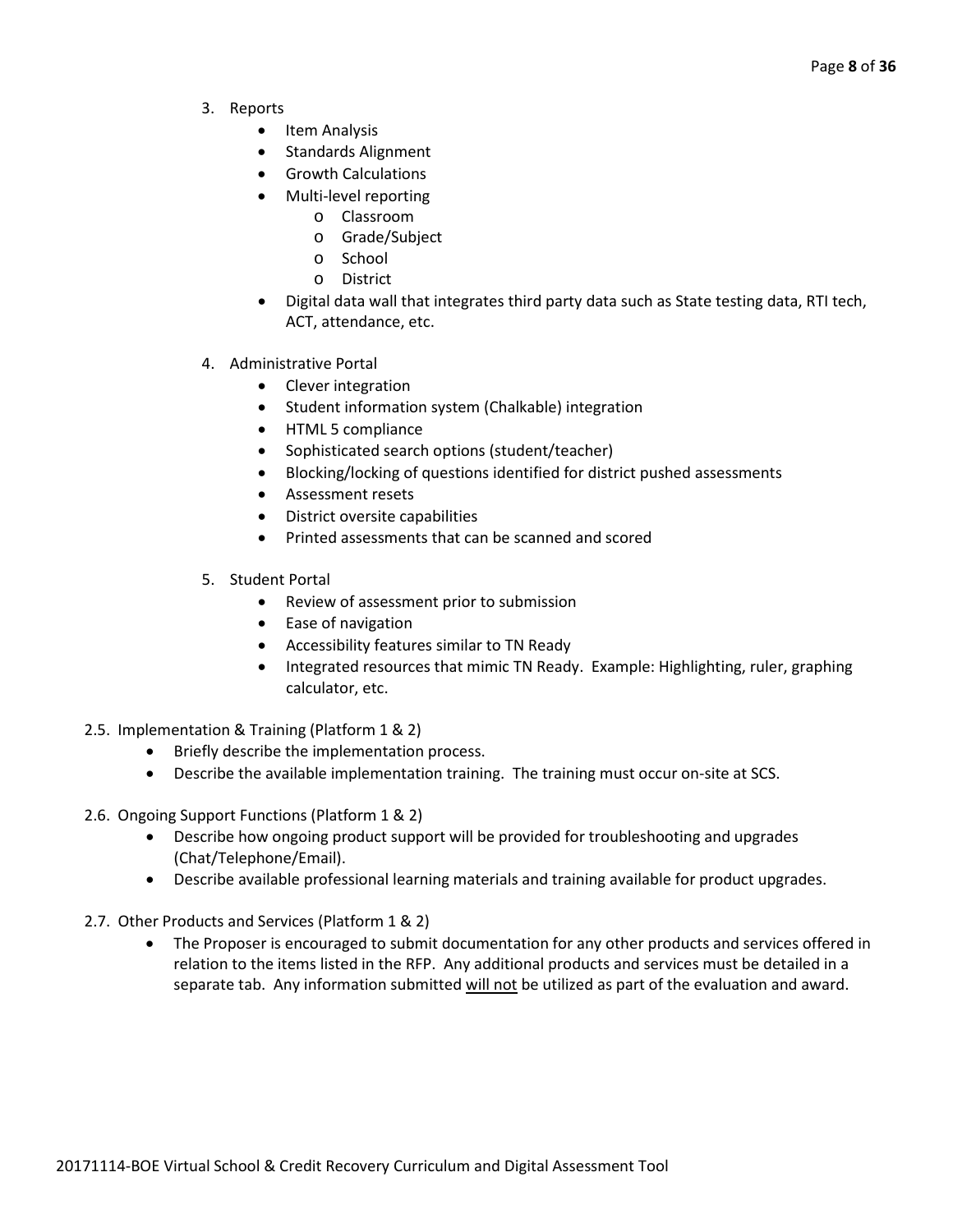3. Reports
    - Item Analysis
    - Standards Alignment
    - Growth Calculations
    - Multi-level reporting
        - Classroom
        - Grade/Subject
        - School
        - District
    - Digital data wall that integrates third party data such as State testing data, RTI tech, ACT, attendance, etc.

4. Administrative Portal
    - Clever integration
    - Student information system (Chalkable) integration
    - HTML 5 compliance
    - Sophisticated search options (student/teacher)
    - Blocking/locking of questions identified for district pushed assessments
    - Assessment resets
    - District oversite capabilities
    - Printed assessments that can be scanned and scored

5. Student Portal
    - Review of assessment prior to submission
    - Ease of navigation
    - Accessibility features similar to TN Ready
    - Integrated resources that mimic TN Ready. Example: Highlighting, ruler, graphing calculator, etc.

2.5. Implementation & Training (Platform 1 & 2)
- Briefly describe the implementation process.
- Describe the available implementation training. The training must occur on-site at SCS.

2.6. Ongoing Support Functions (Platform 1 & 2)
- Describe how ongoing product support will be provided for troubleshooting and upgrades (Chat/Telephone/Email).
- Describe available professional learning materials and training available for product upgrades.

2.7. Other Products and Services (Platform 1 & 2)
- The Proposer is encouraged to submit documentation for any other products and services offered in relation to the items listed in the RFP. Any additional products and services must be detailed in a separate tab. Any information submitted <u>will not</u> be utilized as part of the evaluation and award.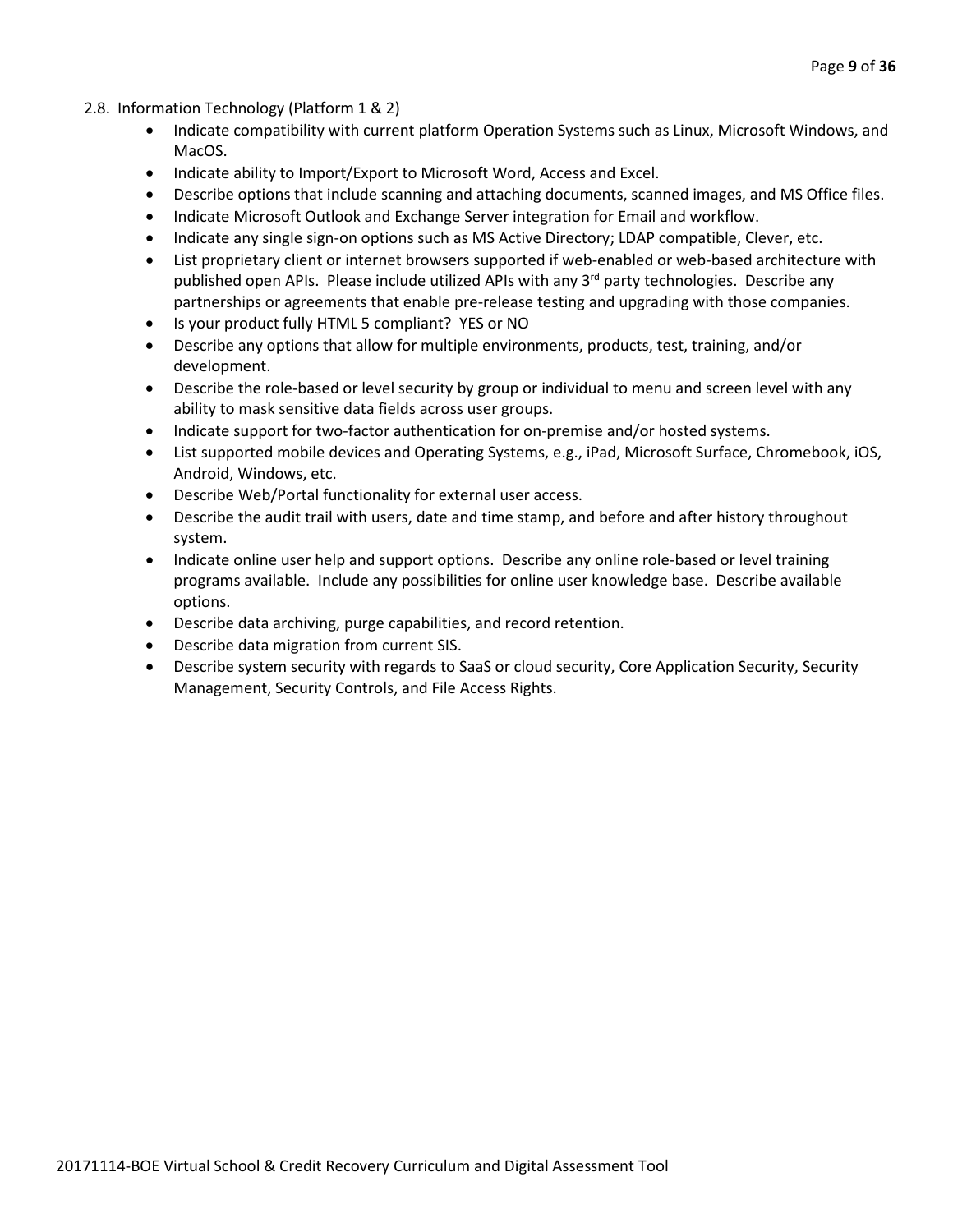2.8. Information Technology (Platform 1 & 2)

- Indicate compatibility with current platform Operation Systems such as Linux, Microsoft Windows, and MacOS.
- Indicate ability to Import/Export to Microsoft Word, Access and Excel.
- Describe options that include scanning and attaching documents, scanned images, and MS Office files.
- Indicate Microsoft Outlook and Exchange Server integration for Email and workflow.
- Indicate any single sign-on options such as MS Active Directory; LDAP compatible, Clever, etc.
- List proprietary client or internet browsers supported if web-enabled or web-based architecture with published open APIs. Please include utilized APIs with any 3rd party technologies. Describe any partnerships or agreements that enable pre-release testing and upgrading with those companies.
- Is your product fully HTML 5 compliant? YES or NO
- Describe any options that allow for multiple environments, products, test, training, and/or development.
- Describe the role-based or level security by group or individual to menu and screen level with any ability to mask sensitive data fields across user groups.
- Indicate support for two-factor authentication for on-premise and/or hosted systems.
- List supported mobile devices and Operating Systems, e.g., iPad, Microsoft Surface, Chromebook, iOS, Android, Windows, etc.
- Describe Web/Portal functionality for external user access.
- Describe the audit trail with users, date and time stamp, and before and after history throughout system.
- Indicate online user help and support options. Describe any online role-based or level training programs available. Include any possibilities for online user knowledge base. Describe available options.
- Describe data archiving, purge capabilities, and record retention.
- Describe data migration from current SIS.
- Describe system security with regards to SaaS or cloud security, Core Application Security, Security Management, Security Controls, and File Access Rights.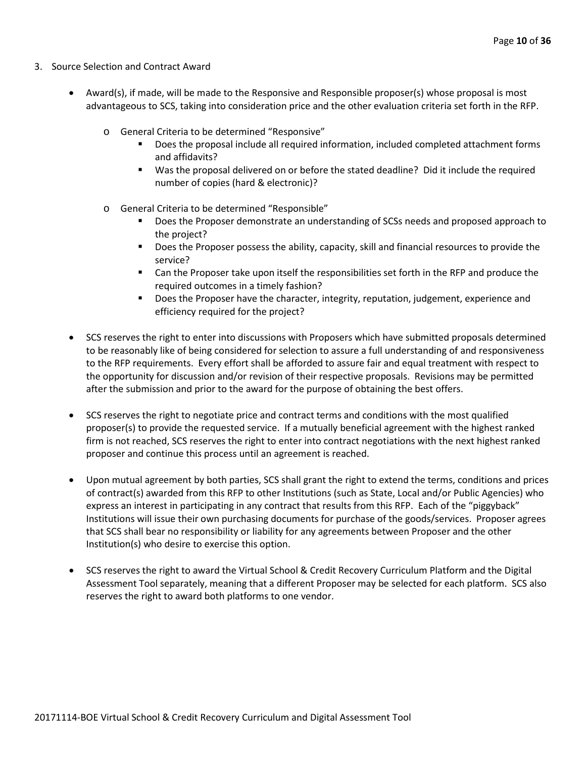3. Source Selection and Contract Award

- Award(s), if made, will be made to the Responsive and Responsible proposer(s) whose proposal is most advantageous to SCS, taking into consideration price and the other evaluation criteria set forth in the RFP.
    - General Criteria to be determined "Responsive"
        - Does the proposal include all required information, included completed attachment forms and affidavits?
        - Was the proposal delivered on or before the stated deadline? Did it include the required number of copies (hard & electronic)?
    - General Criteria to be determined "Responsible"
        - Does the Proposer demonstrate an understanding of SCSs needs and proposed approach to the project?
        - Does the Proposer possess the ability, capacity, skill and financial resources to provide the service?
        - Can the Proposer take upon itself the responsibilities set forth in the RFP and produce the required outcomes in a timely fashion?
        - Does the Proposer have the character, integrity, reputation, judgement, experience and efficiency required for the project?

- SCS reserves the right to enter into discussions with Proposers which have submitted proposals determined to be reasonably like of being considered for selection to assure a full understanding of and responsiveness to the RFP requirements. Every effort shall be afforded to assure fair and equal treatment with respect to the opportunity for discussion and/or revision of their respective proposals. Revisions may be permitted after the submission and prior to the award for the purpose of obtaining the best offers.

- SCS reserves the right to negotiate price and contract terms and conditions with the most qualified proposer(s) to provide the requested service. If a mutually beneficial agreement with the highest ranked firm is not reached, SCS reserves the right to enter into contract negotiations with the next highest ranked proposer and continue this process until an agreement is reached.

- Upon mutual agreement by both parties, SCS shall grant the right to extend the terms, conditions and prices of contract(s) awarded from this RFP to other Institutions (such as State, Local and/or Public Agencies) who express an interest in participating in any contract that results from this RFP. Each of the "piggyback" Institutions will issue their own purchasing documents for purchase of the goods/services. Proposer agrees that SCS shall bear no responsibility or liability for any agreements between Proposer and the other Institution(s) who desire to exercise this option.

- SCS reserves the right to award the Virtual School & Credit Recovery Curriculum Platform and the Digital Assessment Tool separately, meaning that a different Proposer may be selected for each platform. SCS also reserves the right to award both platforms to one vendor.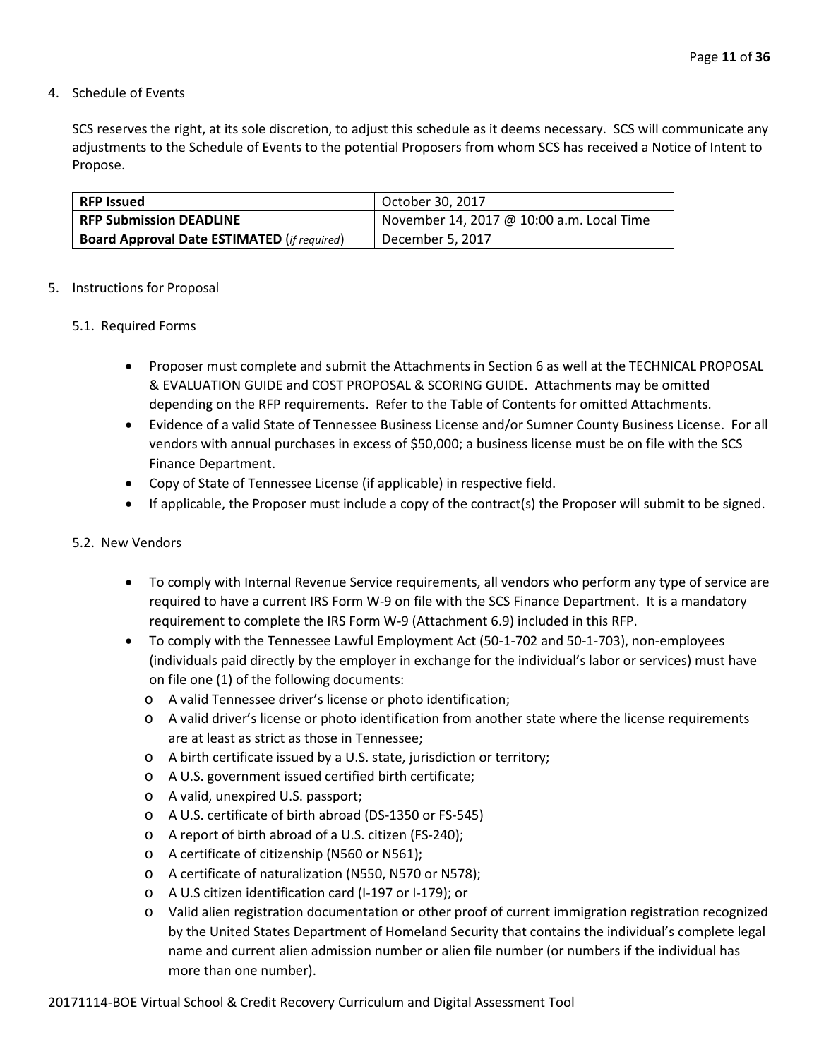4. Schedule of Events

SCS reserves the right, at its sole discretion, to adjust this schedule as it deems necessary. SCS will communicate any adjustments to the Schedule of Events to the potential Proposers from whom SCS has received a Notice of Intent to Propose.

| **RFP Issued** | October 30, 2017 |
|---|---|
| **RFP Submission DEADLINE** | November 14, 2017 @ 10:00 a.m. Local Time |
| **Board Approval Date ESTIMATED** (*if required*) | December 5, 2017 |

5. Instructions for Proposal

5.1. Required Forms

- Proposer must complete and submit the Attachments in Section 6 as well at the TECHNICAL PROPOSAL & EVALUATION GUIDE and COST PROPOSAL & SCORING GUIDE. Attachments may be omitted depending on the RFP requirements. Refer to the Table of Contents for omitted Attachments.
- Evidence of a valid State of Tennessee Business License and/or Sumner County Business License. For all vendors with annual purchases in excess of $50,000; a business license must be on file with the SCS Finance Department.
- Copy of State of Tennessee License (if applicable) in respective field.
- If applicable, the Proposer must include a copy of the contract(s) the Proposer will submit to be signed.

5.2. New Vendors

- To comply with Internal Revenue Service requirements, all vendors who perform any type of service are required to have a current IRS Form W-9 on file with the SCS Finance Department. It is a mandatory requirement to complete the IRS Form W-9 (Attachment 6.9) included in this RFP.
- To comply with the Tennessee Lawful Employment Act (50-1-702 and 50-1-703), non-employees (individuals paid directly by the employer in exchange for the individual's labor or services) must have on file one (1) of the following documents:
  - A valid Tennessee driver's license or photo identification;
  - A valid driver's license or photo identification from another state where the license requirements are at least as strict as those in Tennessee;
  - A birth certificate issued by a U.S. state, jurisdiction or territory;
  - A U.S. government issued certified birth certificate;
  - A valid, unexpired U.S. passport;
  - A U.S. certificate of birth abroad (DS-1350 or FS-545)
  - A report of birth abroad of a U.S. citizen (FS-240);
  - A certificate of citizenship (N560 or N561);
  - A certificate of naturalization (N550, N570 or N578);
  - A U.S citizen identification card (I-197 or I-179); or
  - Valid alien registration documentation or other proof of current immigration registration recognized by the United States Department of Homeland Security that contains the individual's complete legal name and current alien admission number or alien file number (or numbers if the individual has more than one number).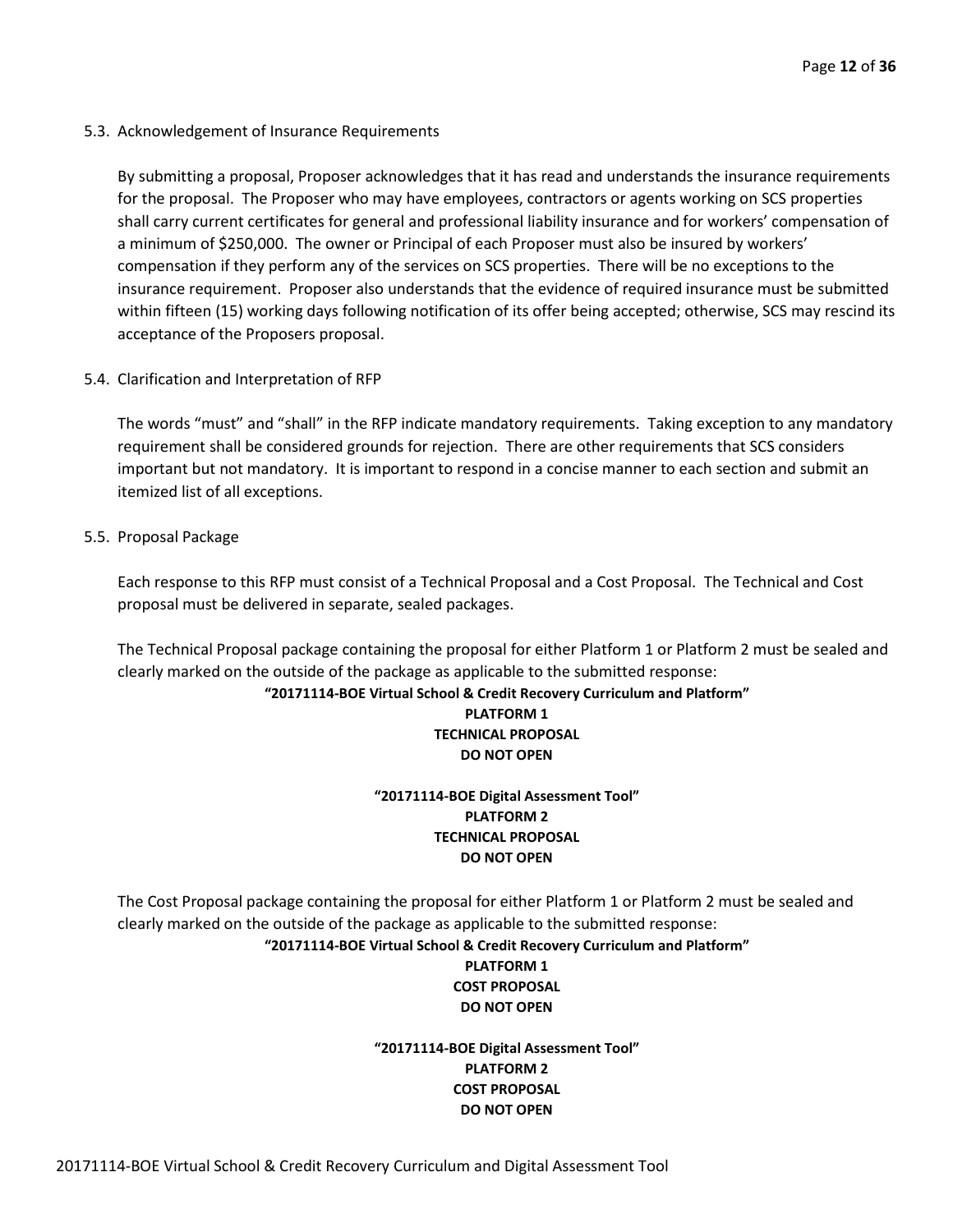### 5.3. Acknowledgement of Insurance Requirements

By submitting a proposal, Proposer acknowledges that it has read and understands the insurance requirements for the proposal. The Proposer who may have employees, contractors or agents working on SCS properties shall carry current certificates for general and professional liability insurance and for workers' compensation of a minimum of $250,000. The owner or Principal of each Proposer must also be insured by workers' compensation if they perform any of the services on SCS properties. There will be no exceptions to the insurance requirement. Proposer also understands that the evidence of required insurance must be submitted within fifteen (15) working days following notification of its offer being accepted; otherwise, SCS may rescind its acceptance of the Proposers proposal.

### 5.4. Clarification and Interpretation of RFP

The words "must" and "shall" in the RFP indicate mandatory requirements. Taking exception to any mandatory requirement shall be considered grounds for rejection. There are other requirements that SCS considers important but not mandatory. It is important to respond in a concise manner to each section and submit an itemized list of all exceptions.

### 5.5. Proposal Package

Each response to this RFP must consist of a Technical Proposal and a Cost Proposal. The Technical and Cost proposal must be delivered in separate, sealed packages.

The Technical Proposal package containing the proposal for either Platform 1 or Platform 2 must be sealed and clearly marked on the outside of the package as applicable to the submitted response:

**"20171114-BOE Virtual School & Credit Recovery Curriculum and Platform"**
**PLATFORM 1**
**TECHNICAL PROPOSAL**
**DO NOT OPEN**

**"20171114-BOE Digital Assessment Tool"**
**PLATFORM 2**
**TECHNICAL PROPOSAL**
**DO NOT OPEN**

The Cost Proposal package containing the proposal for either Platform 1 or Platform 2 must be sealed and clearly marked on the outside of the package as applicable to the submitted response:

**"20171114-BOE Virtual School & Credit Recovery Curriculum and Platform"**
**PLATFORM 1**
**COST PROPOSAL**
**DO NOT OPEN**

**"20171114-BOE Digital Assessment Tool"**
**PLATFORM 2**
**COST PROPOSAL**
**DO NOT OPEN**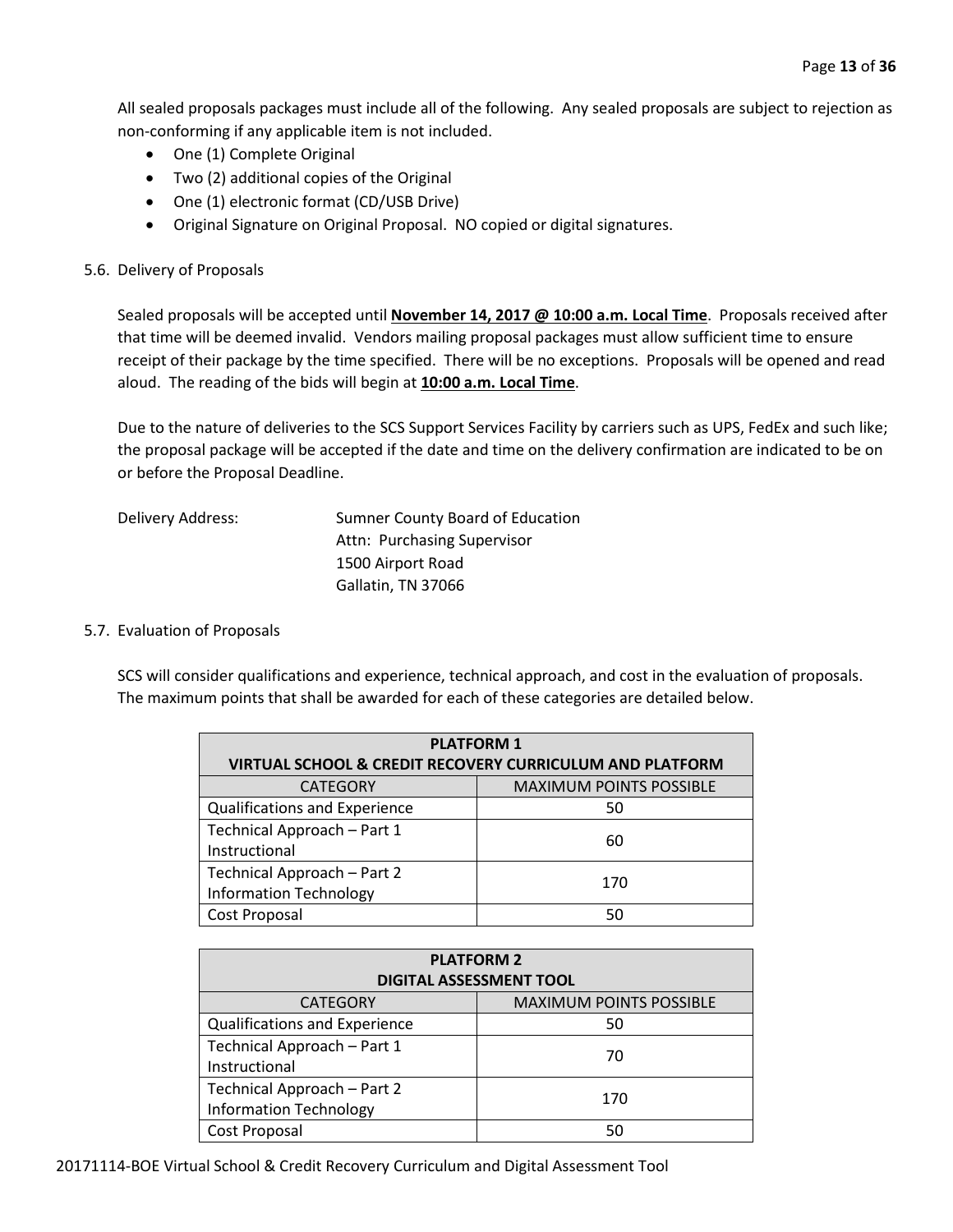All sealed proposals packages must include all of the following. Any sealed proposals are subject to rejection as non-conforming if any applicable item is not included.

- One (1) Complete Original
- Two (2) additional copies of the Original
- One (1) electronic format (CD/USB Drive)
- Original Signature on Original Proposal. NO copied or digital signatures.

5.6. Delivery of Proposals

Sealed proposals will be accepted until **November 14, 2017 @ 10:00 a.m. Local Time**. Proposals received after that time will be deemed invalid. Vendors mailing proposal packages must allow sufficient time to ensure receipt of their package by the time specified. There will be no exceptions. Proposals will be opened and read aloud. The reading of the bids will begin at **10:00 a.m. Local Time**.

Due to the nature of deliveries to the SCS Support Services Facility by carriers such as UPS, FedEx and such like; the proposal package will be accepted if the date and time on the delivery confirmation are indicated to be on or before the Proposal Deadline.

Delivery Address:

Sumner County Board of Education
Attn: Purchasing Supervisor
1500 Airport Road
Gallatin, TN 37066

5.7. Evaluation of Proposals

SCS will consider qualifications and experience, technical approach, and cost in the evaluation of proposals. The maximum points that shall be awarded for each of these categories are detailed below.

| PLATFORM 1 VIRTUAL SCHOOL & CREDIT RECOVERY CURRICULUM AND PLATFORM | |
|---|---|
| CATEGORY | MAXIMUM POINTS POSSIBLE |
| Qualifications and Experience | 50 |
| Technical Approach – Part 1 Instructional | 60 |
| Technical Approach – Part 2 Information Technology | 170 |
| Cost Proposal | 50 |

| PLATFORM 2 DIGITAL ASSESSMENT TOOL | |
|---|---|
| CATEGORY | MAXIMUM POINTS POSSIBLE |
| Qualifications and Experience | 50 |
| Technical Approach – Part 1 Instructional | 70 |
| Technical Approach – Part 2 Information Technology | 170 |
| Cost Proposal | 50 |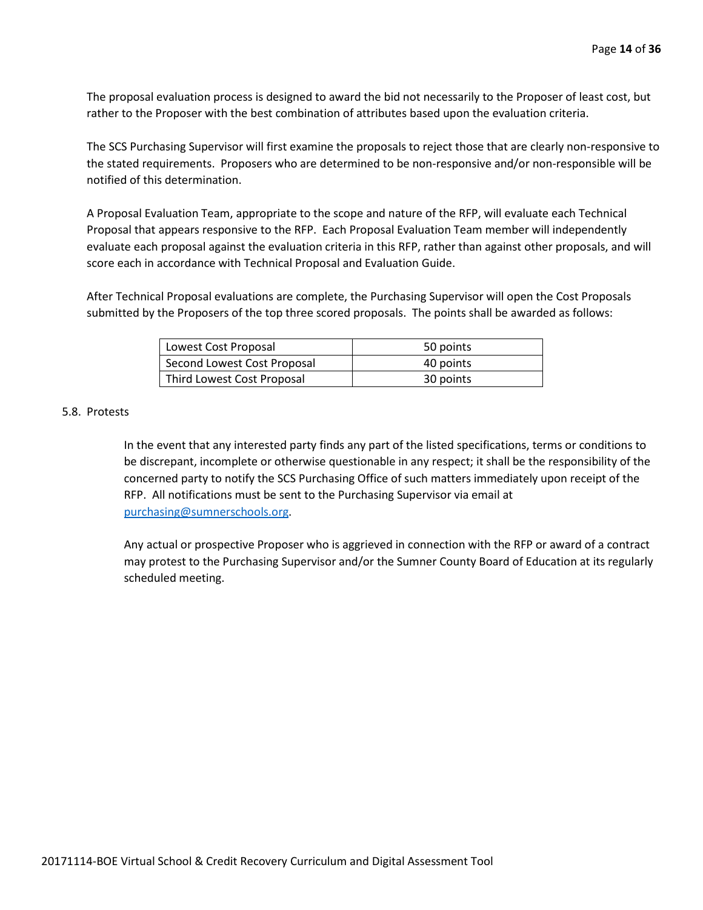The proposal evaluation process is designed to award the bid not necessarily to the Proposer of least cost, but rather to the Proposer with the best combination of attributes based upon the evaluation criteria.

The SCS Purchasing Supervisor will first examine the proposals to reject those that are clearly non-responsive to the stated requirements. Proposers who are determined to be non-responsive and/or non-responsible will be notified of this determination.

A Proposal Evaluation Team, appropriate to the scope and nature of the RFP, will evaluate each Technical Proposal that appears responsive to the RFP. Each Proposal Evaluation Team member will independently evaluate each proposal against the evaluation criteria in this RFP, rather than against other proposals, and will score each in accordance with Technical Proposal and Evaluation Guide.

After Technical Proposal evaluations are complete, the Purchasing Supervisor will open the Cost Proposals submitted by the Proposers of the top three scored proposals. The points shall be awarded as follows:

| | |
|---|---|
| Lowest Cost Proposal | 50 points |
| Second Lowest Cost Proposal | 40 points |
| Third Lowest Cost Proposal | 30 points |

5.8. Protests

In the event that any interested party finds any part of the listed specifications, terms or conditions to be discrepant, incomplete or otherwise questionable in any respect; it shall be the responsibility of the concerned party to notify the SCS Purchasing Office of such matters immediately upon receipt of the RFP. All notifications must be sent to the Purchasing Supervisor via email at purchasing@sumnerschools.org.

Any actual or prospective Proposer who is aggrieved in connection with the RFP or award of a contract may protest to the Purchasing Supervisor and/or the Sumner County Board of Education at its regularly scheduled meeting.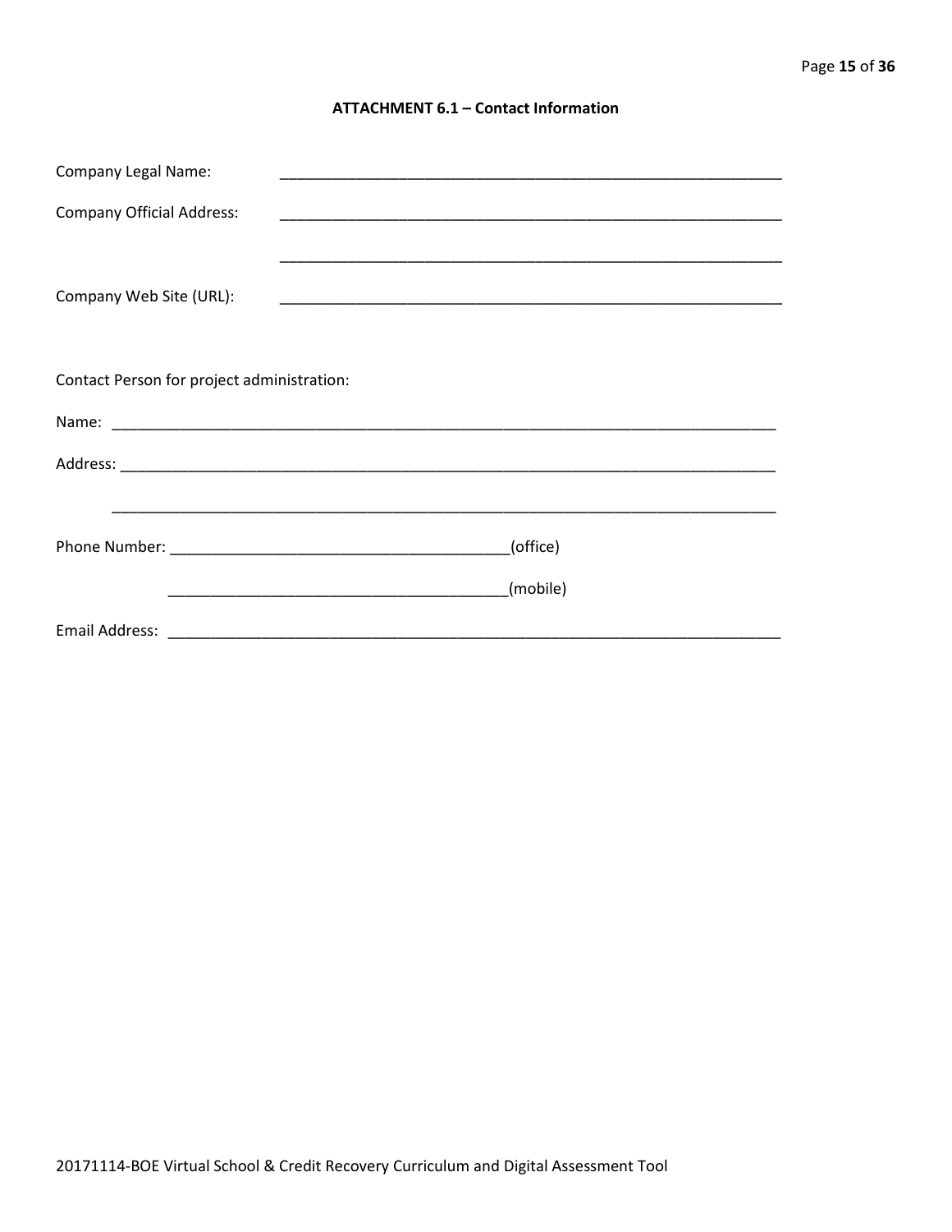**ATTACHMENT 6.1 – Contact Information**

Company Legal Name: ____________________________________________________________

Company Official Address: ____________________________________________________________

____________________________________________________________

Company Web Site (URL): ____________________________________________________________

Contact Person for project administration:

Name: ________________________________________________________________________________

Address: ______________________________________________________________________________

______________________________________________________________________________

Phone Number: ________________________________________(office)

________________________________________(mobile)

Email Address: ___________________________________________________________________________

20171114-BOE Virtual School & Credit Recovery Curriculum and Digital Assessment Tool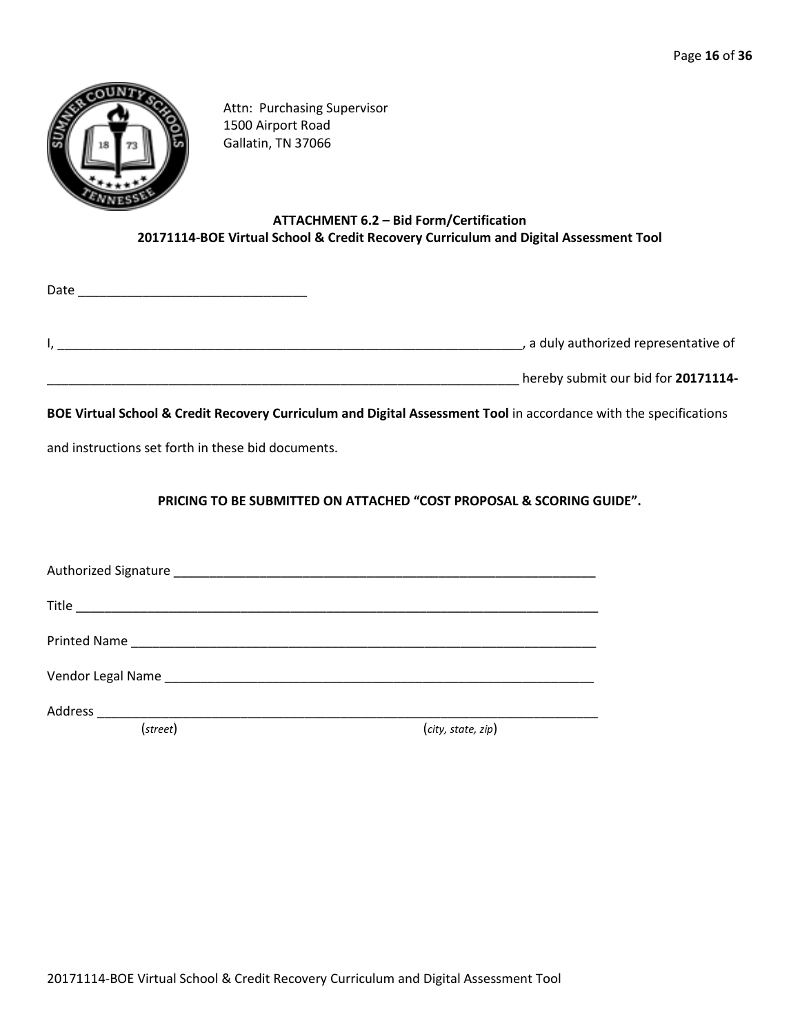Attn: Purchasing Supervisor
1500 Airport Road
Gallatin, TN 37066

**ATTACHMENT 6.2 – Bid Form/Certification**
**20171114-BOE Virtual School & Credit Recovery Curriculum and Digital Assessment Tool**

Date _______________________________

I, _________________________________________________________________, a duly authorized representative of

_________________________________________________________________ hereby submit our bid for **20171114-BOE Virtual School & Credit Recovery Curriculum and Digital Assessment Tool** in accordance with the specifications and instructions set forth in these bid documents.

**PRICING TO BE SUBMITTED ON ATTACHED "COST PROPOSAL & SCORING GUIDE".**

Authorized Signature ____________________________________________________________

Title ________________________________________________________________________

Printed Name ____________________________________________________________________

Vendor Legal Name _______________________________________________________________

Address ______________________________________________________________________
(*street*) (*city, state, zip*)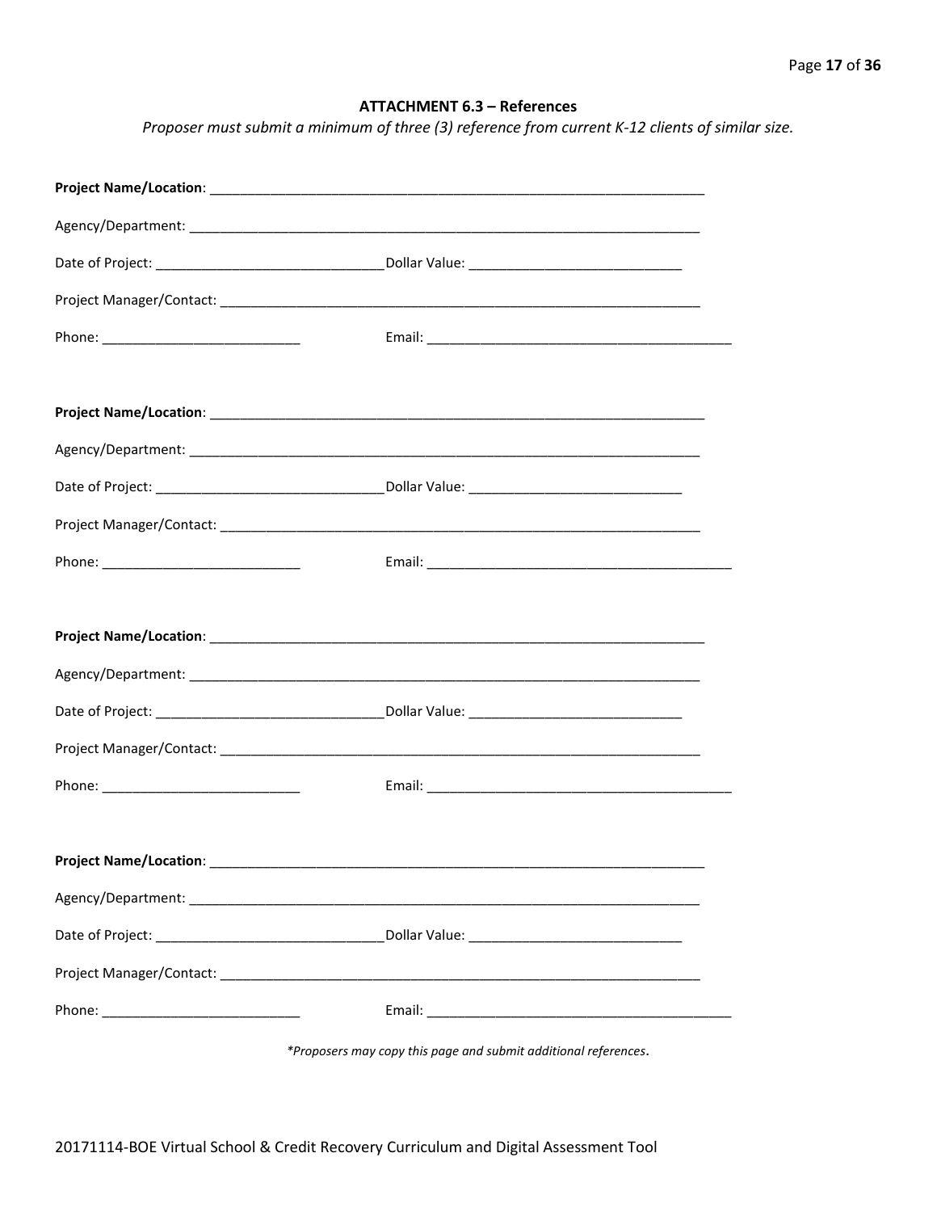## ATTACHMENT 6.3 – References

*Proposer must submit a minimum of three (3) reference from current K-12 clients of similar size.*

**Project Name/Location**: ___________________________________________________________________

Agency/Department: ____________________________________________________________________

Date of Project: ______________________________Dollar Value: ____________________________

Project Manager/Contact: _________________________________________________________________

Phone: __________________________ Email: ________________________________________

**Project Name/Location**: ___________________________________________________________________

Agency/Department: ____________________________________________________________________

Date of Project: ______________________________Dollar Value: ____________________________

Project Manager/Contact: _________________________________________________________________

Phone: __________________________ Email: ________________________________________

**Project Name/Location**: ___________________________________________________________________

Agency/Department: ____________________________________________________________________

Date of Project: ______________________________Dollar Value: ____________________________

Project Manager/Contact: _________________________________________________________________

Phone: __________________________ Email: ________________________________________

**Project Name/Location**: ___________________________________________________________________

Agency/Department: ____________________________________________________________________

Date of Project: ______________________________Dollar Value: ____________________________

Project Manager/Contact: _________________________________________________________________

Phone: __________________________ Email: ________________________________________

*\*Proposers may copy this page and submit additional references.*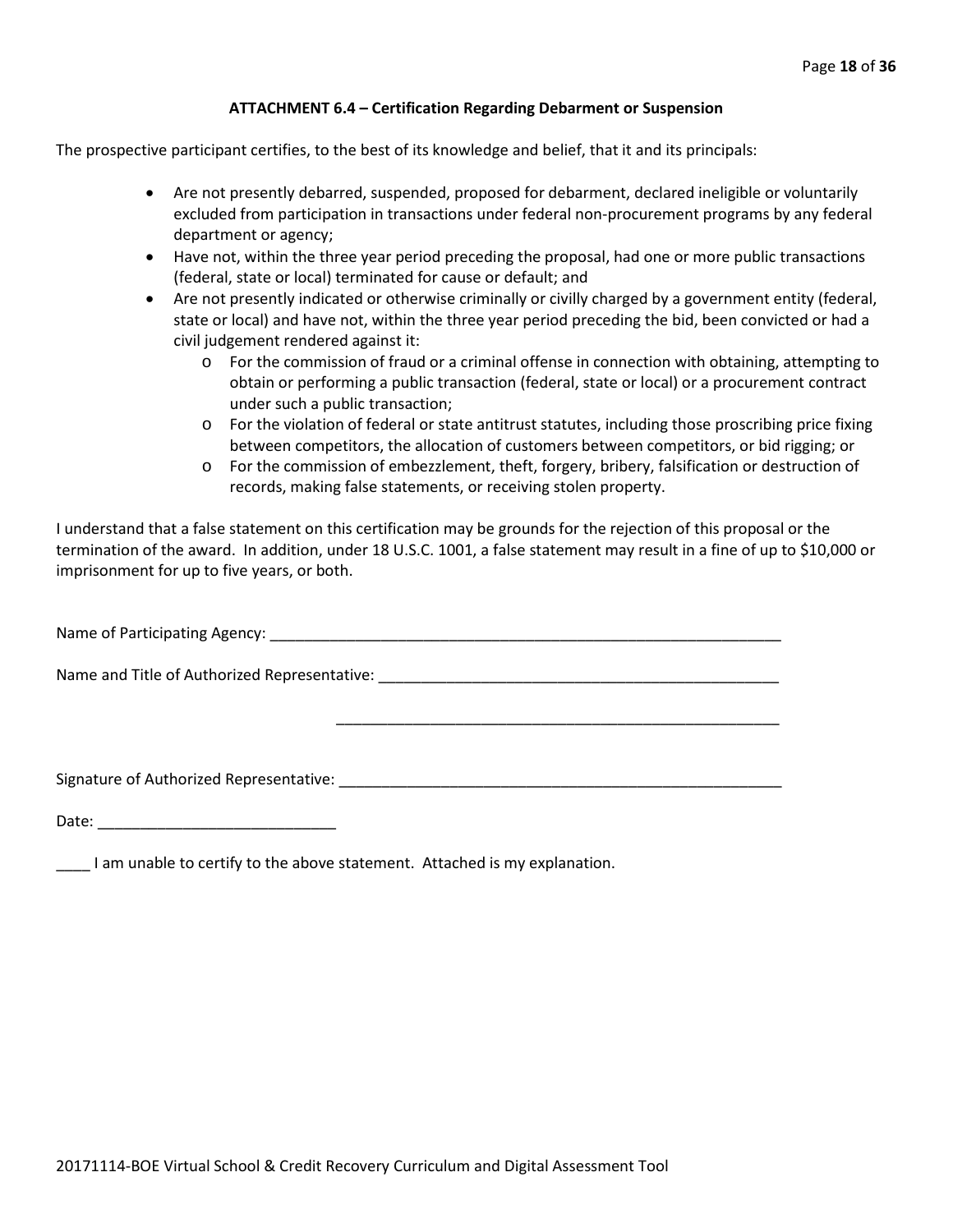### ATTACHMENT 6.4 – Certification Regarding Debarment or Suspension

The prospective participant certifies, to the best of its knowledge and belief, that it and its principals:

- Are not presently debarred, suspended, proposed for debarment, declared ineligible or voluntarily excluded from participation in transactions under federal non-procurement programs by any federal department or agency;
- Have not, within the three year period preceding the proposal, had one or more public transactions (federal, state or local) terminated for cause or default; and
- Are not presently indicated or otherwise criminally or civilly charged by a government entity (federal, state or local) and have not, within the three year period preceding the bid, been convicted or had a civil judgement rendered against it:
  - For the commission of fraud or a criminal offense in connection with obtaining, attempting to obtain or performing a public transaction (federal, state or local) or a procurement contract under such a public transaction;
  - For the violation of federal or state antitrust statutes, including those proscribing price fixing between competitors, the allocation of customers between competitors, or bid rigging; or
  - For the commission of embezzlement, theft, forgery, bribery, falsification or destruction of records, making false statements, or receiving stolen property.

I understand that a false statement on this certification may be grounds for the rejection of this proposal or the termination of the award. In addition, under 18 U.S.C. 1001, a false statement may result in a fine of up to $10,000 or imprisonment for up to five years, or both.

Name of Participating Agency: _______________________________________________________________

Name and Title of Authorized Representative: _________________________________________________

_________________________________________________

Signature of Authorized Representative: _____________________________________________________

Date: ____________________________

____ I am unable to certify to the above statement. Attached is my explanation.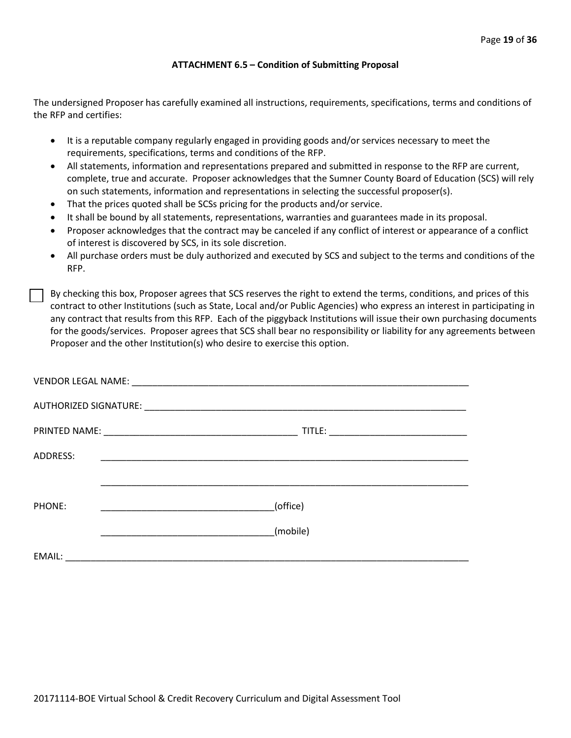## ATTACHMENT 6.5 – Condition of Submitting Proposal

The undersigned Proposer has carefully examined all instructions, requirements, specifications, terms and conditions of the RFP and certifies:

- It is a reputable company regularly engaged in providing goods and/or services necessary to meet the requirements, specifications, terms and conditions of the RFP.
- All statements, information and representations prepared and submitted in response to the RFP are current, complete, true and accurate. Proposer acknowledges that the Sumner County Board of Education (SCS) will rely on such statements, information and representations in selecting the successful proposer(s).
- That the prices quoted shall be SCSs pricing for the products and/or service.
- It shall be bound by all statements, representations, warranties and guarantees made in its proposal.
- Proposer acknowledges that the contract may be canceled if any conflict of interest or appearance of a conflict of interest is discovered by SCS, in its sole discretion.
- All purchase orders must be duly authorized and executed by SCS and subject to the terms and conditions of the RFP.

☐ By checking this box, Proposer agrees that SCS reserves the right to extend the terms, conditions, and prices of this contract to other Institutions (such as State, Local and/or Public Agencies) who express an interest in participating in any contract that results from this RFP. Each of the piggyback Institutions will issue their own purchasing documents for the goods/services. Proposer agrees that SCS shall bear no responsibility or liability for any agreements between Proposer and the other Institution(s) who desire to exercise this option.

VENDOR LEGAL NAME: ______________________________________________________________________

AUTHORIZED SIGNATURE: __________________________________________________________________

PRINTED NAME: ____________________________________ TITLE: __________________________

ADDRESS: __________________________________________________________________________

__________________________________________________________________________

PHONE: __________________________________(office)

__________________________________(mobile)

EMAIL: ____________________________________________________________________________

20171114-BOE Virtual School & Credit Recovery Curriculum and Digital Assessment Tool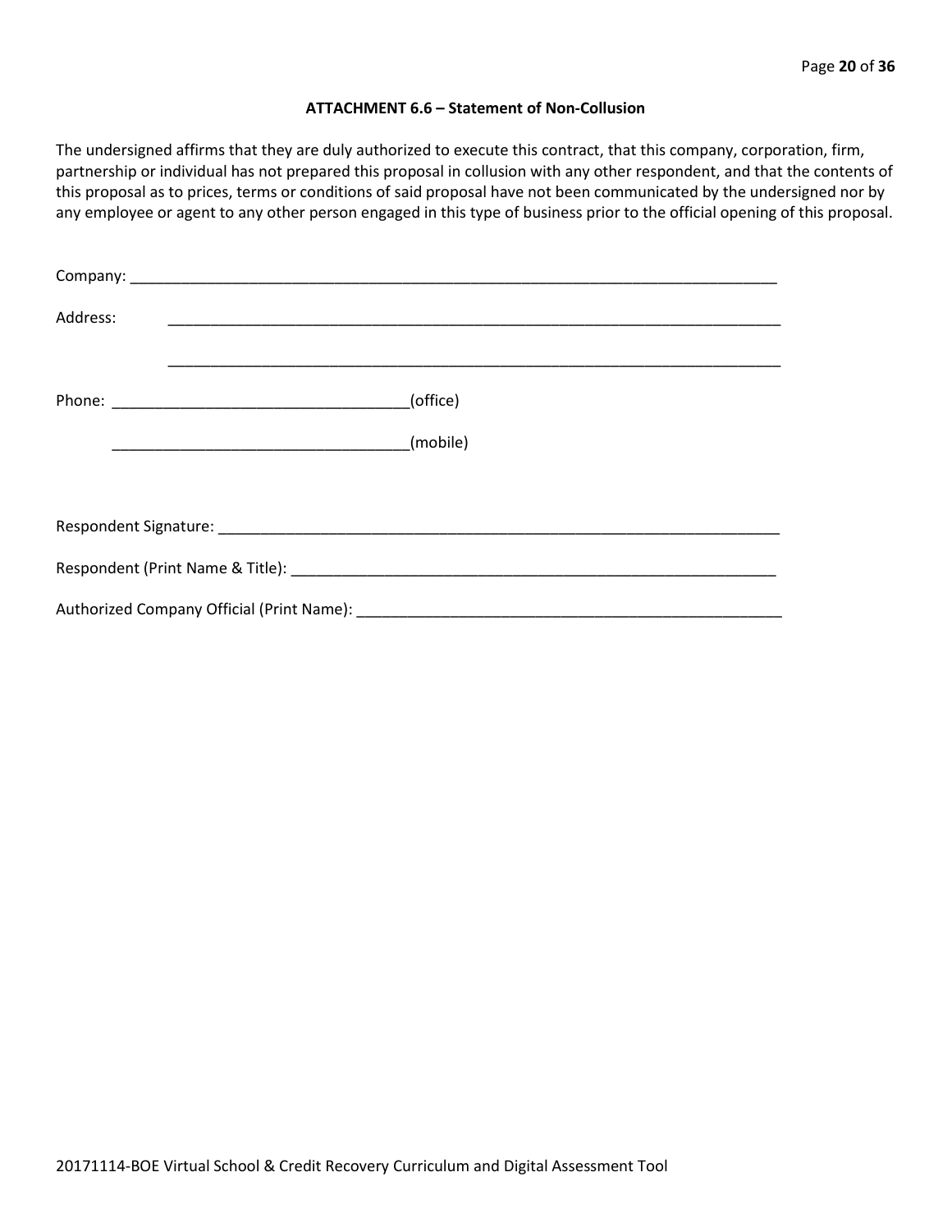### ATTACHMENT 6.6 – Statement of Non-Collusion

The undersigned affirms that they are duly authorized to execute this contract, that this company, corporation, firm, partnership or individual has not prepared this proposal in collusion with any other respondent, and that the contents of this proposal as to prices, terms or conditions of said proposal have not been communicated by the undersigned nor by any employee or agent to any other person engaged in this type of business prior to the official opening of this proposal.

Company: ___________________________________________________________________________

Address: ___________________________________________________________________________

___________________________________________________________________________

Phone: ___________________________________(office)

___________________________________(mobile)

Respondent Signature: ________________________________________________________________

Respondent (Print Name & Title): _______________________________________________________

Authorized Company Official (Print Name): _______________________________________________

20171114-BOE Virtual School & Credit Recovery Curriculum and Digital Assessment Tool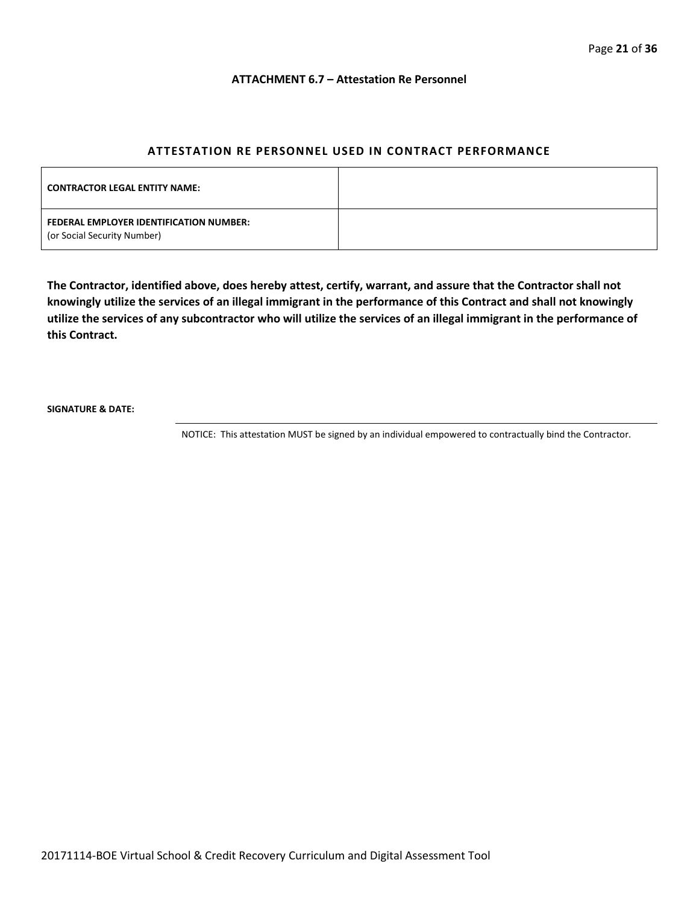**ATTACHMENT 6.7 – Attestation Re Personnel**

## ATTESTATION RE PERSONNEL USED IN CONTRACT PERFORMANCE

| | |
|---|---|
| **CONTRACTOR LEGAL ENTITY NAME:** | |
| **FEDERAL EMPLOYER IDENTIFICATION NUMBER:** (or Social Security Number) | |

**The Contractor, identified above, does hereby attest, certify, warrant, and assure that the Contractor shall not knowingly utilize the services of an illegal immigrant in the performance of this Contract and shall not knowingly utilize the services of any subcontractor who will utilize the services of an illegal immigrant in the performance of this Contract.**

**SIGNATURE & DATE:**

NOTICE: This attestation MUST be signed by an individual empowered to contractually bind the Contractor.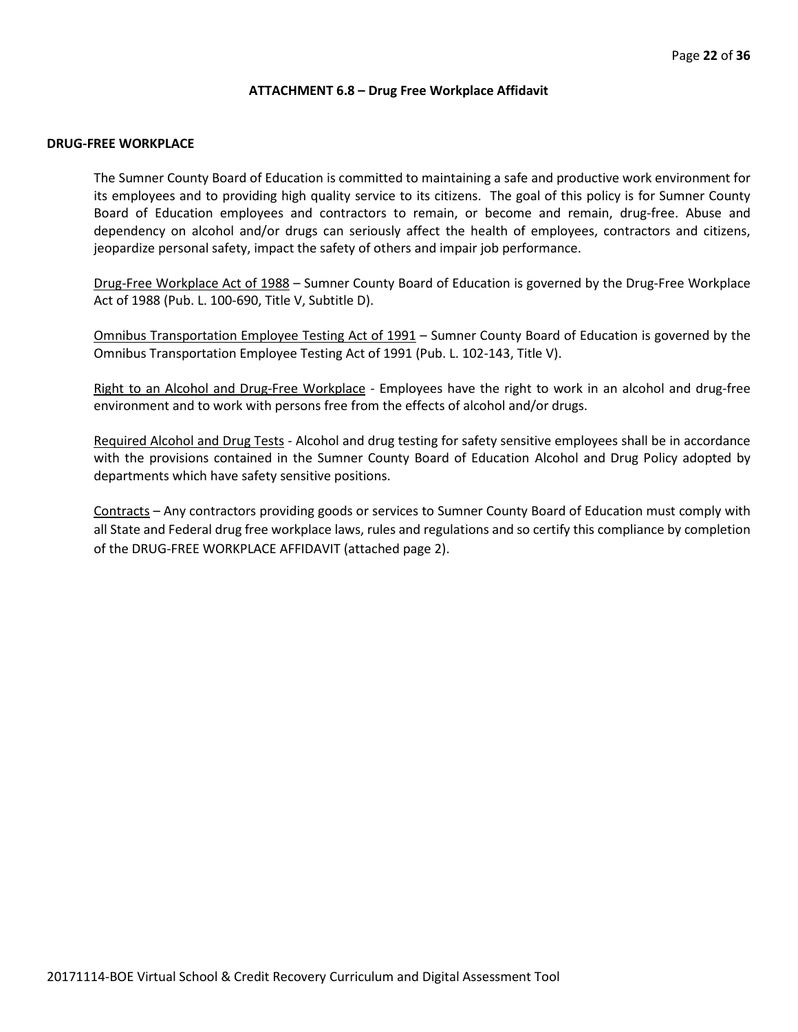## ATTACHMENT 6.8 – Drug Free Workplace Affidavit

### DRUG-FREE WORKPLACE

The Sumner County Board of Education is committed to maintaining a safe and productive work environment for its employees and to providing high quality service to its citizens. The goal of this policy is for Sumner County Board of Education employees and contractors to remain, or become and remain, drug-free. Abuse and dependency on alcohol and/or drugs can seriously affect the health of employees, contractors and citizens, jeopardize personal safety, impact the safety of others and impair job performance.

<u>Drug-Free Workplace Act of 1988</u> – Sumner County Board of Education is governed by the Drug-Free Workplace Act of 1988 (Pub. L. 100-690, Title V, Subtitle D).

<u>Omnibus Transportation Employee Testing Act of 1991</u> – Sumner County Board of Education is governed by the Omnibus Transportation Employee Testing Act of 1991 (Pub. L. 102-143, Title V).

<u>Right to an Alcohol and Drug-Free Workplace</u> - Employees have the right to work in an alcohol and drug-free environment and to work with persons free from the effects of alcohol and/or drugs.

<u>Required Alcohol and Drug Tests</u> - Alcohol and drug testing for safety sensitive employees shall be in accordance with the provisions contained in the Sumner County Board of Education Alcohol and Drug Policy adopted by departments which have safety sensitive positions.

<u>Contracts</u> – Any contractors providing goods or services to Sumner County Board of Education must comply with all State and Federal drug free workplace laws, rules and regulations and so certify this compliance by completion of the DRUG-FREE WORKPLACE AFFIDAVIT (attached page 2).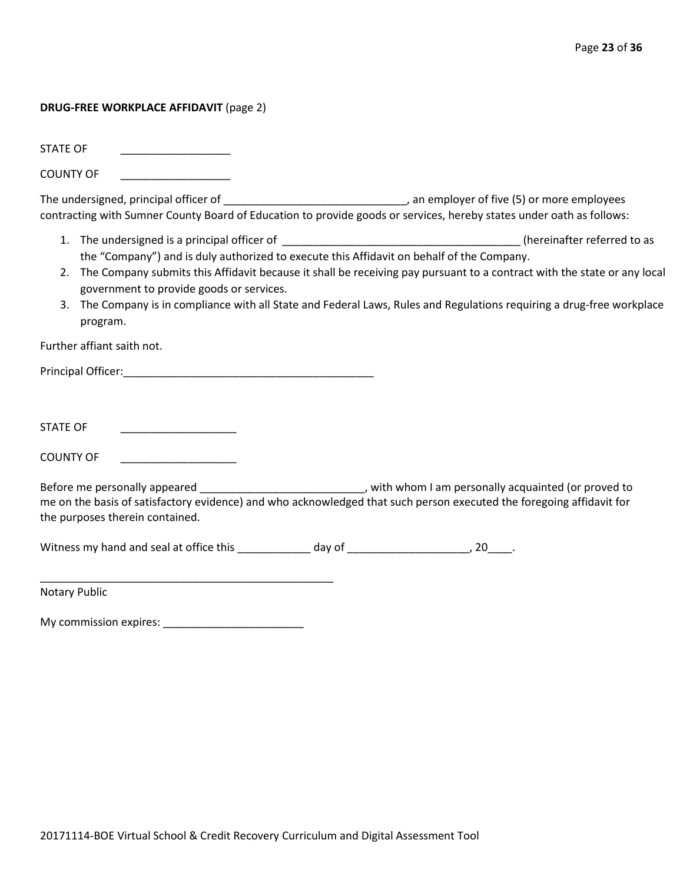**DRUG-FREE WORKPLACE AFFIDAVIT** (page 2)

STATE OF __________________

COUNTY OF __________________

The undersigned, principal officer of ______________________________, an employer of five (5) or more employees contracting with Sumner County Board of Education to provide goods or services, hereby states under oath as follows:

1. The undersigned is a principal officer of _______________________________________ (hereinafter referred to as the "Company") and is duly authorized to execute this Affidavit on behalf of the Company.
2. The Company submits this Affidavit because it shall be receiving pay pursuant to a contract with the state or any local government to provide goods or services.
3. The Company is in compliance with all State and Federal Laws, Rules and Regulations requiring a drug-free workplace program.

Further affiant saith not.

Principal Officer:__________________________________________

STATE OF ___________________

COUNTY OF ___________________

Before me personally appeared ___________________________, with whom I am personally acquainted (or proved to me on the basis of satisfactory evidence) and who acknowledged that such person executed the foregoing affidavit for the purposes therein contained.

Witness my hand and seal at office this ____________ day of ____________________, 20____.

__________________________________________________
Notary Public

My commission expires: _______________________

20171114-BOE Virtual School & Credit Recovery Curriculum and Digital Assessment Tool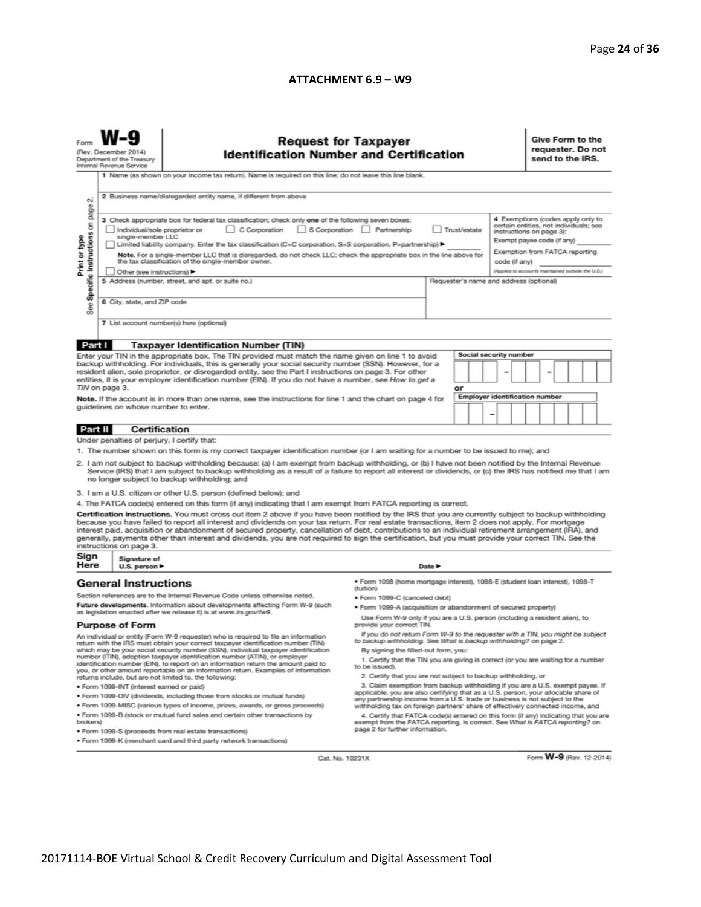## ATTACHMENT 6.9 – W9

Form **W-9**
(Rev. December 2014)
Department of the Treasury
Internal Revenue Service

# Request for Taxpayer Identification Number and Certification

**Give Form to the requester. Do not send to the IRS.**

*Print or type* — *See Specific Instructions on page 2.*

1 Name (as shown on your income tax return). Name is required on this line; do not leave this line blank.

2 Business name/disregarded entity name, if different from above

3 Check appropriate box for federal tax classification; check only **one** of the following seven boxes:

☐ Individual/sole proprietor or single-member LLC ☐ C Corporation ☐ S Corporation ☐ Partnership ☐ Trust/estate

☐ Limited liability company. Enter the tax classification (C=C corporation, S=S corporation, P=partnership) ► ________

**Note.** For a single-member LLC that is disregarded, do not check LLC; check the appropriate box in the line above for the tax classification of the single-member owner.

☐ Other (see instructions) ►

4 Exemptions (codes apply only to certain entities, not individuals; see instructions on page 3):

Exempt payee code (if any) ________

Exemption from FATCA reporting code (if any) ________

*(Applies to accounts maintained outside the U.S.)*

5 Address (number, street, and apt. or suite no.)

Requester's name and address (optional)

6 City, state, and ZIP code

7 List account number(s) here (optional)

## Part I Taxpayer Identification Number (TIN)

Enter your TIN in the appropriate box. The TIN provided must match the name given on line 1 to avoid backup withholding. For individuals, this is generally your social security number (SSN). However, for a resident alien, sole proprietor, or disregarded entity, see the Part I instructions on page 3. For other entities, it is your employer identification number (EIN). If you do not have a number, see *How to get a TIN* on page 3.

**Note.** If the account is in more than one name, see the instructions for line 1 and the chart on page 4 for guidelines on whose number to enter.

**Social security number**

| | | | – | | | – | | | | |
|---|---|---|---|---|---|---|---|---|---|---|

or

**Employer identification number**

| | | – | | | | | | | |
|---|---|---|---|---|---|---|---|---|---|

## Part II Certification

Under penalties of perjury, I certify that:

1. The number shown on this form is my correct taxpayer identification number (or I am waiting for a number to be issued to me); and
2. I am not subject to backup withholding because: (a) I am exempt from backup withholding, or (b) I have not been notified by the Internal Revenue Service (IRS) that I am subject to backup withholding as a result of a failure to report all interest or dividends, or (c) the IRS has notified me that I am no longer subject to backup withholding; and
3. I am a U.S. citizen or other U.S. person (defined below); and
4. The FATCA code(s) entered on this form (if any) indicating that I am exempt from FATCA reporting is correct.

**Certification instructions.** You must cross out item 2 above if you have been notified by the IRS that you are currently subject to backup withholding because you have failed to report all interest and dividends on your tax return. For real estate transactions, item 2 does not apply. For mortgage interest paid, acquisition or abandonment of secured property, cancellation of debt, contributions to an individual retirement arrangement (IRA), and generally, payments other than interest and dividends, you are not required to sign the certification, but you must provide your correct TIN. See the instructions on page 3.

**Sign Here** Signature of U.S. person ► Date ►

## General Instructions

Section references are to the Internal Revenue Code unless otherwise noted.

**Future developments.** Information about developments affecting Form W-9 (such as legislation enacted after we release it) is at *www.irs.gov/fw9*.

### Purpose of Form

An individual or entity (Form W-9 requester) who is required to file an information return with the IRS must obtain your correct taxpayer identification number (TIN) which may be your social security number (SSN), individual taxpayer identification number (ITIN), adoption taxpayer identification number (ATIN), or employer identification number (EIN), to report on an information return the amount paid to you, or other amount reportable on an information return. Examples of information returns include, but are not limited to, the following:

- Form 1099-INT (interest earned or paid)
- Form 1099-DIV (dividends, including those from stocks or mutual funds)
- Form 1099-MISC (various types of income, prizes, awards, or gross proceeds)
- Form 1099-B (stock or mutual fund sales and certain other transactions by brokers)
- Form 1099-S (proceeds from real estate transactions)
- Form 1099-K (merchant card and third party network transactions)
- Form 1098 (home mortgage interest), 1098-E (student loan interest), 1098-T (tuition)
- Form 1099-C (canceled debt)
- Form 1099-A (acquisition or abandonment of secured property)

Use Form W-9 only if you are a U.S. person (including a resident alien), to provide your correct TIN.

*If you do not return Form W-9 to the requester with a TIN, you might be subject to backup withholding. See What is backup withholding? on page 2.*

By signing the filled-out form, you:

1. Certify that the TIN you are giving is correct (or you are waiting for a number to be issued),
2. Certify that you are not subject to backup withholding, or
3. Claim exemption from backup withholding if you are a U.S. exempt payee. If applicable, you are also certifying that as a U.S. person, your allocable share of any partnership income from a U.S. trade or business is not subject to the withholding tax on foreign partners' share of effectively connected income, and
4. Certify that FATCA code(s) entered on this form (if any) indicating that you are exempt from the FATCA reporting, is correct. See *What is FATCA reporting?* on page 2 for further information.

Cat. No. 10231X Form **W-9** (Rev. 12-2014)

20171114-BOE Virtual School & Credit Recovery Curriculum and Digital Assessment Tool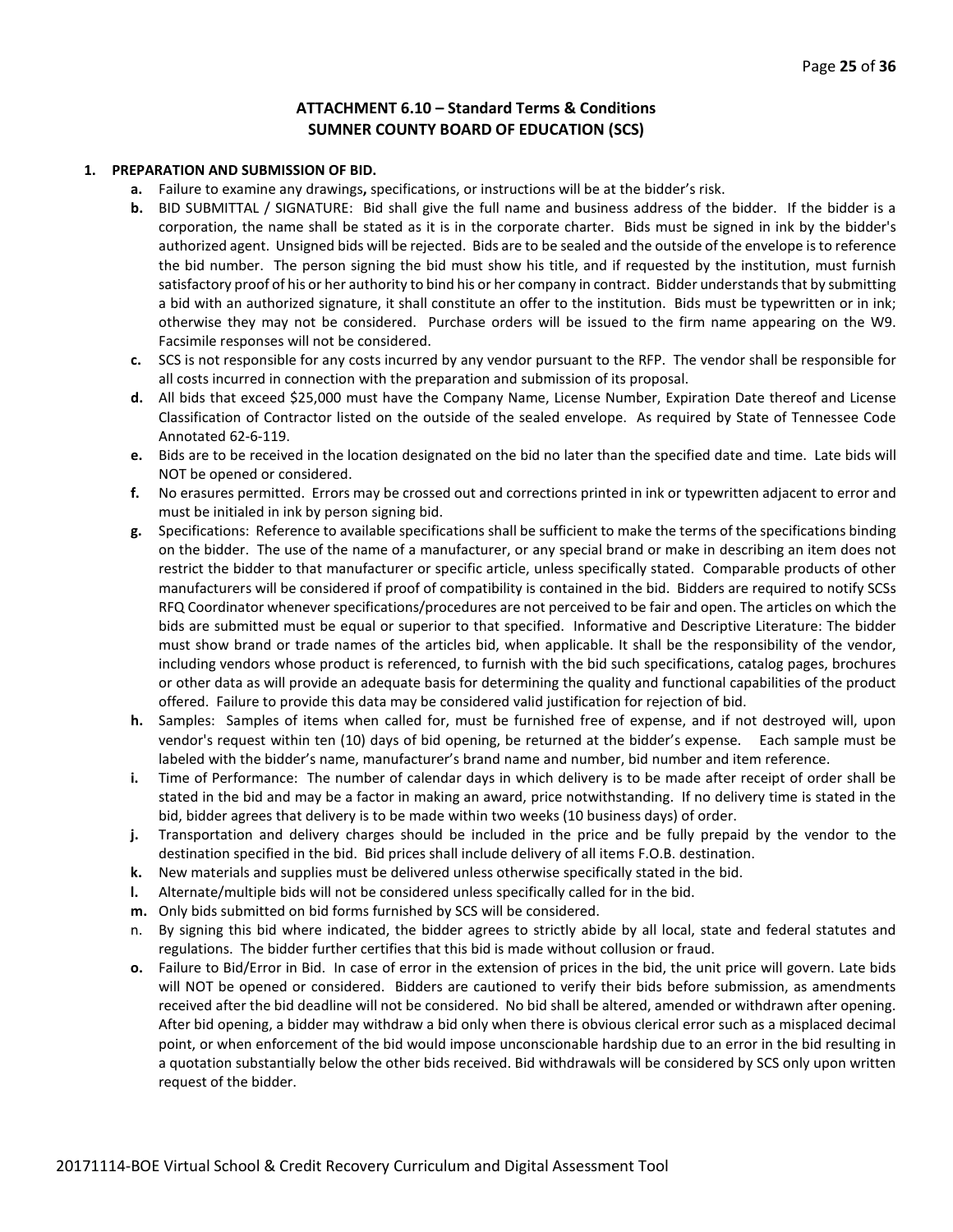## ATTACHMENT 6.10 – Standard Terms & Conditions
## SUMNER COUNTY BOARD OF EDUCATION (SCS)

**1. PREPARATION AND SUBMISSION OF BID.**

- **a.** Failure to examine any drawings**,** specifications, or instructions will be at the bidder's risk.
- **b.** BID SUBMITTAL / SIGNATURE: Bid shall give the full name and business address of the bidder. If the bidder is a corporation, the name shall be stated as it is in the corporate charter. Bids must be signed in ink by the bidder's authorized agent. Unsigned bids will be rejected. Bids are to be sealed and the outside of the envelope is to reference the bid number. The person signing the bid must show his title, and if requested by the institution, must furnish satisfactory proof of his or her authority to bind his or her company in contract. Bidder understands that by submitting a bid with an authorized signature, it shall constitute an offer to the institution. Bids must be typewritten or in ink; otherwise they may not be considered. Purchase orders will be issued to the firm name appearing on the W9. Facsimile responses will not be considered.
- **c.** SCS is not responsible for any costs incurred by any vendor pursuant to the RFP. The vendor shall be responsible for all costs incurred in connection with the preparation and submission of its proposal.
- **d.** All bids that exceed $25,000 must have the Company Name, License Number, Expiration Date thereof and License Classification of Contractor listed on the outside of the sealed envelope. As required by State of Tennessee Code Annotated 62-6-119.
- **e.** Bids are to be received in the location designated on the bid no later than the specified date and time. Late bids will NOT be opened or considered.
- **f.** No erasures permitted. Errors may be crossed out and corrections printed in ink or typewritten adjacent to error and must be initialed in ink by person signing bid.
- **g.** Specifications: Reference to available specifications shall be sufficient to make the terms of the specifications binding on the bidder. The use of the name of a manufacturer, or any special brand or make in describing an item does not restrict the bidder to that manufacturer or specific article, unless specifically stated. Comparable products of other manufacturers will be considered if proof of compatibility is contained in the bid. Bidders are required to notify SCSs RFQ Coordinator whenever specifications/procedures are not perceived to be fair and open. The articles on which the bids are submitted must be equal or superior to that specified. Informative and Descriptive Literature: The bidder must show brand or trade names of the articles bid, when applicable. It shall be the responsibility of the vendor, including vendors whose product is referenced, to furnish with the bid such specifications, catalog pages, brochures or other data as will provide an adequate basis for determining the quality and functional capabilities of the product offered. Failure to provide this data may be considered valid justification for rejection of bid.
- **h.** Samples: Samples of items when called for, must be furnished free of expense, and if not destroyed will, upon vendor's request within ten (10) days of bid opening, be returned at the bidder's expense. Each sample must be labeled with the bidder's name, manufacturer's brand name and number, bid number and item reference.
- **i.** Time of Performance: The number of calendar days in which delivery is to be made after receipt of order shall be stated in the bid and may be a factor in making an award, price notwithstanding. If no delivery time is stated in the bid, bidder agrees that delivery is to be made within two weeks (10 business days) of order.
- **j.** Transportation and delivery charges should be included in the price and be fully prepaid by the vendor to the destination specified in the bid. Bid prices shall include delivery of all items F.O.B. destination.
- **k.** New materials and supplies must be delivered unless otherwise specifically stated in the bid.
- **l.** Alternate/multiple bids will not be considered unless specifically called for in the bid.
- **m.** Only bids submitted on bid forms furnished by SCS will be considered.
- n. By signing this bid where indicated, the bidder agrees to strictly abide by all local, state and federal statutes and regulations. The bidder further certifies that this bid is made without collusion or fraud.
- **o.** Failure to Bid/Error in Bid. In case of error in the extension of prices in the bid, the unit price will govern. Late bids will NOT be opened or considered. Bidders are cautioned to verify their bids before submission, as amendments received after the bid deadline will not be considered. No bid shall be altered, amended or withdrawn after opening. After bid opening, a bidder may withdraw a bid only when there is obvious clerical error such as a misplaced decimal point, or when enforcement of the bid would impose unconscionable hardship due to an error in the bid resulting in a quotation substantially below the other bids received. Bid withdrawals will be considered by SCS only upon written request of the bidder.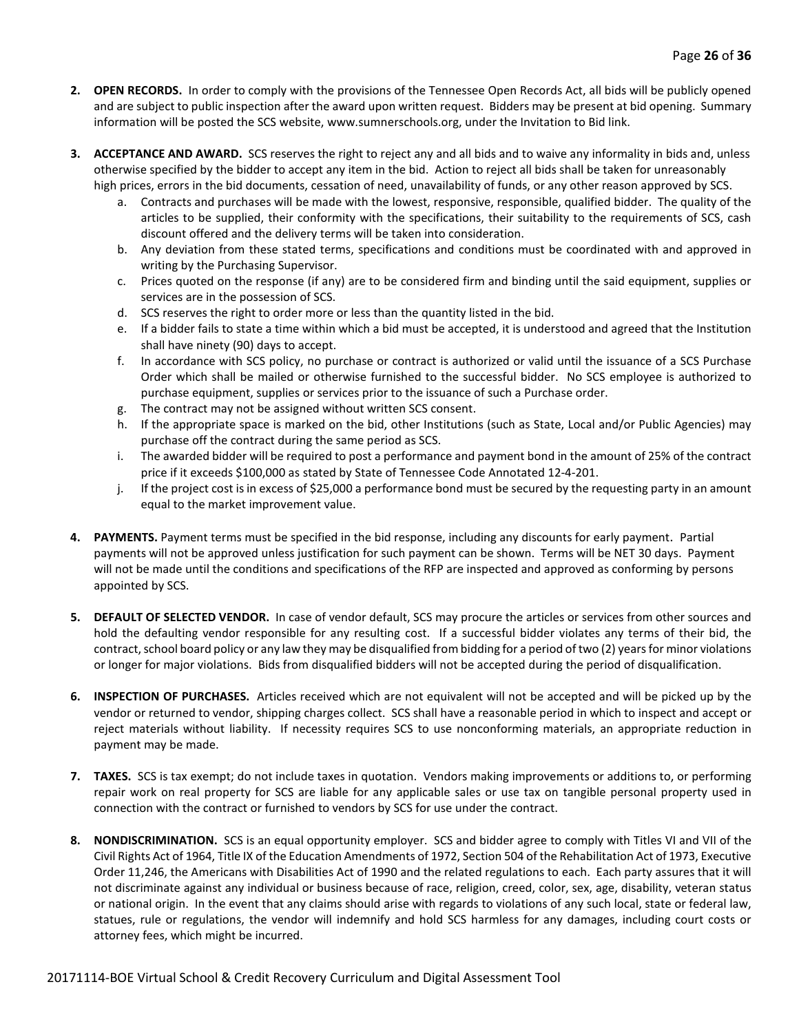2. **OPEN RECORDS.** In order to comply with the provisions of the Tennessee Open Records Act, all bids will be publicly opened and are subject to public inspection after the award upon written request. Bidders may be present at bid opening. Summary information will be posted the SCS website, www.sumnerschools.org, under the Invitation to Bid link.

3. **ACCEPTANCE AND AWARD.** SCS reserves the right to reject any and all bids and to waive any informality in bids and, unless otherwise specified by the bidder to accept any item in the bid. Action to reject all bids shall be taken for unreasonably high prices, errors in the bid documents, cessation of need, unavailability of funds, or any other reason approved by SCS.
   a. Contracts and purchases will be made with the lowest, responsive, responsible, qualified bidder. The quality of the articles to be supplied, their conformity with the specifications, their suitability to the requirements of SCS, cash discount offered and the delivery terms will be taken into consideration.
   b. Any deviation from these stated terms, specifications and conditions must be coordinated with and approved in writing by the Purchasing Supervisor.
   c. Prices quoted on the response (if any) are to be considered firm and binding until the said equipment, supplies or services are in the possession of SCS.
   d. SCS reserves the right to order more or less than the quantity listed in the bid.
   e. If a bidder fails to state a time within which a bid must be accepted, it is understood and agreed that the Institution shall have ninety (90) days to accept.
   f. In accordance with SCS policy, no purchase or contract is authorized or valid until the issuance of a SCS Purchase Order which shall be mailed or otherwise furnished to the successful bidder. No SCS employee is authorized to purchase equipment, supplies or services prior to the issuance of such a Purchase order.
   g. The contract may not be assigned without written SCS consent.
   h. If the appropriate space is marked on the bid, other Institutions (such as State, Local and/or Public Agencies) may purchase off the contract during the same period as SCS.
   i. The awarded bidder will be required to post a performance and payment bond in the amount of 25% of the contract price if it exceeds $100,000 as stated by State of Tennessee Code Annotated 12-4-201.
   j. If the project cost is in excess of $25,000 a performance bond must be secured by the requesting party in an amount equal to the market improvement value.

4. **PAYMENTS.** Payment terms must be specified in the bid response, including any discounts for early payment. Partial payments will not be approved unless justification for such payment can be shown. Terms will be NET 30 days. Payment will not be made until the conditions and specifications of the RFP are inspected and approved as conforming by persons appointed by SCS.

5. **DEFAULT OF SELECTED VENDOR.** In case of vendor default, SCS may procure the articles or services from other sources and hold the defaulting vendor responsible for any resulting cost. If a successful bidder violates any terms of their bid, the contract, school board policy or any law they may be disqualified from bidding for a period of two (2) years for minor violations or longer for major violations. Bids from disqualified bidders will not be accepted during the period of disqualification.

6. **INSPECTION OF PURCHASES.** Articles received which are not equivalent will not be accepted and will be picked up by the vendor or returned to vendor, shipping charges collect. SCS shall have a reasonable period in which to inspect and accept or reject materials without liability. If necessity requires SCS to use nonconforming materials, an appropriate reduction in payment may be made.

7. **TAXES.** SCS is tax exempt; do not include taxes in quotation. Vendors making improvements or additions to, or performing repair work on real property for SCS are liable for any applicable sales or use tax on tangible personal property used in connection with the contract or furnished to vendors by SCS for use under the contract.

8. **NONDISCRIMINATION.** SCS is an equal opportunity employer. SCS and bidder agree to comply with Titles VI and VII of the Civil Rights Act of 1964, Title IX of the Education Amendments of 1972, Section 504 of the Rehabilitation Act of 1973, Executive Order 11,246, the Americans with Disabilities Act of 1990 and the related regulations to each. Each party assures that it will not discriminate against any individual or business because of race, religion, creed, color, sex, age, disability, veteran status or national origin. In the event that any claims should arise with regards to violations of any such local, state or federal law, statues, rule or regulations, the vendor will indemnify and hold SCS harmless for any damages, including court costs or attorney fees, which might be incurred.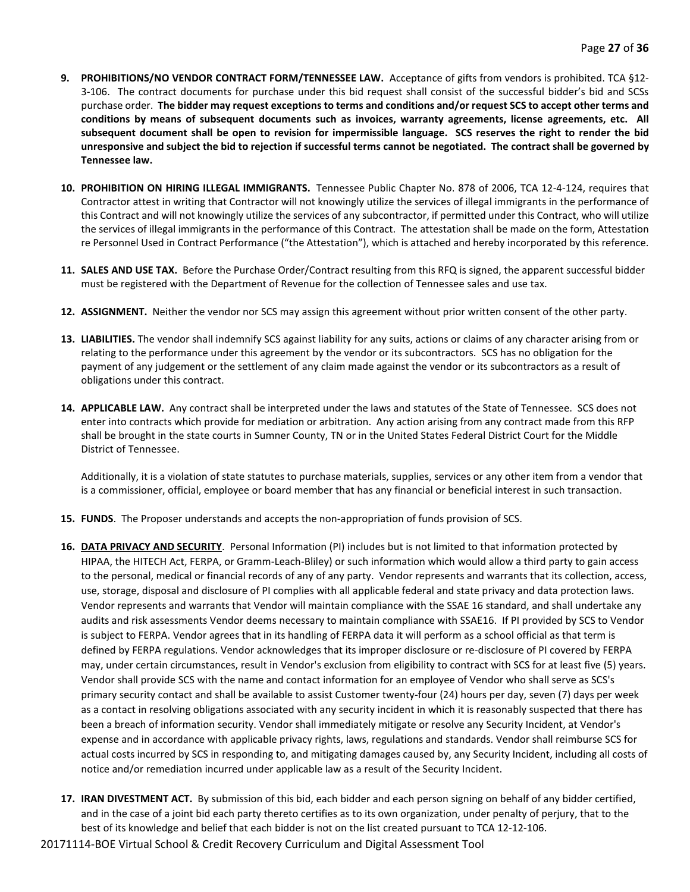9. **PROHIBITIONS/NO VENDOR CONTRACT FORM/TENNESSEE LAW.** Acceptance of gifts from vendors is prohibited. TCA §12-3-106. The contract documents for purchase under this bid request shall consist of the successful bidder's bid and SCSs purchase order. **The bidder may request exceptions to terms and conditions and/or request SCS to accept other terms and conditions by means of subsequent documents such as invoices, warranty agreements, license agreements, etc. All subsequent document shall be open to revision for impermissible language. SCS reserves the right to render the bid unresponsive and subject the bid to rejection if successful terms cannot be negotiated. The contract shall be governed by Tennessee law.**

10. **PROHIBITION ON HIRING ILLEGAL IMMIGRANTS.** Tennessee Public Chapter No. 878 of 2006, TCA 12-4-124, requires that Contractor attest in writing that Contractor will not knowingly utilize the services of illegal immigrants in the performance of this Contract and will not knowingly utilize the services of any subcontractor, if permitted under this Contract, who will utilize the services of illegal immigrants in the performance of this Contract. The attestation shall be made on the form, Attestation re Personnel Used in Contract Performance ("the Attestation"), which is attached and hereby incorporated by this reference.

11. **SALES AND USE TAX.** Before the Purchase Order/Contract resulting from this RFQ is signed, the apparent successful bidder must be registered with the Department of Revenue for the collection of Tennessee sales and use tax.

12. **ASSIGNMENT.** Neither the vendor nor SCS may assign this agreement without prior written consent of the other party.

13. **LIABILITIES.** The vendor shall indemnify SCS against liability for any suits, actions or claims of any character arising from or relating to the performance under this agreement by the vendor or its subcontractors. SCS has no obligation for the payment of any judgement or the settlement of any claim made against the vendor or its subcontractors as a result of obligations under this contract.

14. **APPLICABLE LAW.** Any contract shall be interpreted under the laws and statutes of the State of Tennessee. SCS does not enter into contracts which provide for mediation or arbitration. Any action arising from any contract made from this RFP shall be brought in the state courts in Sumner County, TN or in the United States Federal District Court for the Middle District of Tennessee.

    Additionally, it is a violation of state statutes to purchase materials, supplies, services or any other item from a vendor that is a commissioner, official, employee or board member that has any financial or beneficial interest in such transaction.

15. **FUNDS**. The Proposer understands and accepts the non-appropriation of funds provision of SCS.

16. **<u>DATA PRIVACY AND SECURITY</u>**. Personal Information (PI) includes but is not limited to that information protected by HIPAA, the HITECH Act, FERPA, or Gramm-Leach-Bliley) or such information which would allow a third party to gain access to the personal, medical or financial records of any of any party. Vendor represents and warrants that its collection, access, use, storage, disposal and disclosure of PI complies with all applicable federal and state privacy and data protection laws. Vendor represents and warrants that Vendor will maintain compliance with the SSAE 16 standard, and shall undertake any audits and risk assessments Vendor deems necessary to maintain compliance with SSAE16. If PI provided by SCS to Vendor is subject to FERPA. Vendor agrees that in its handling of FERPA data it will perform as a school official as that term is defined by FERPA regulations. Vendor acknowledges that its improper disclosure or re-disclosure of PI covered by FERPA may, under certain circumstances, result in Vendor's exclusion from eligibility to contract with SCS for at least five (5) years. Vendor shall provide SCS with the name and contact information for an employee of Vendor who shall serve as SCS's primary security contact and shall be available to assist Customer twenty-four (24) hours per day, seven (7) days per week as a contact in resolving obligations associated with any security incident in which it is reasonably suspected that there has been a breach of information security. Vendor shall immediately mitigate or resolve any Security Incident, at Vendor's expense and in accordance with applicable privacy rights, laws, regulations and standards. Vendor shall reimburse SCS for actual costs incurred by SCS in responding to, and mitigating damages caused by, any Security Incident, including all costs of notice and/or remediation incurred under applicable law as a result of the Security Incident.

17. **IRAN DIVESTMENT ACT.** By submission of this bid, each bidder and each person signing on behalf of any bidder certified, and in the case of a joint bid each party thereto certifies as to its own organization, under penalty of perjury, that to the best of its knowledge and belief that each bidder is not on the list created pursuant to TCA 12-12-106.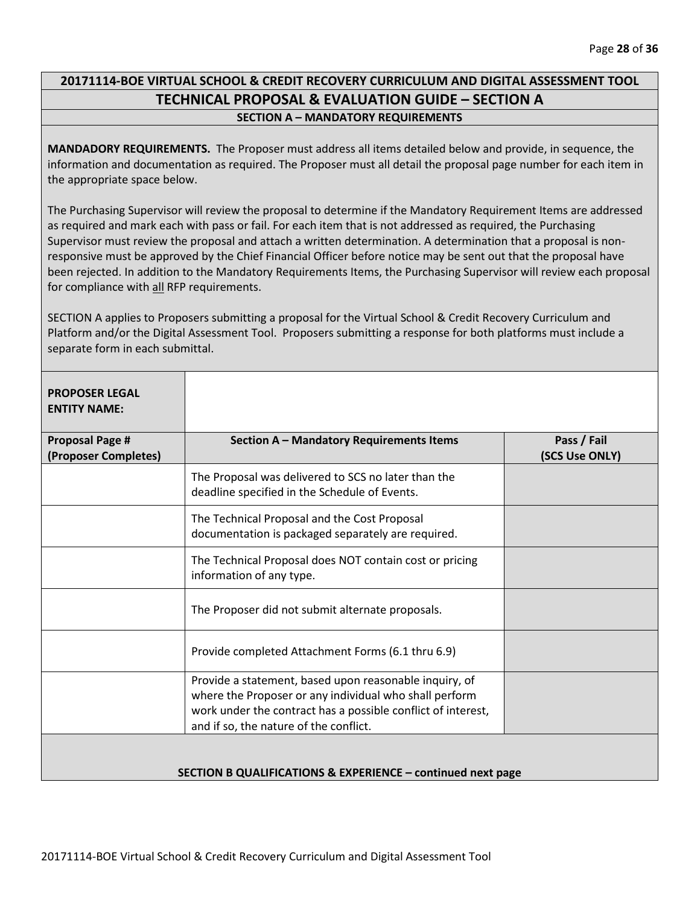## 20171114-BOE VIRTUAL SCHOOL & CREDIT RECOVERY CURRICULUM AND DIGITAL ASSESSMENT TOOL

## TECHNICAL PROPOSAL & EVALUATION GUIDE – SECTION A

### SECTION A – MANDATORY REQUIREMENTS

**MANDADORY REQUIREMENTS.** The Proposer must address all items detailed below and provide, in sequence, the information and documentation as required. The Proposer must all detail the proposal page number for each item in the appropriate space below.

The Purchasing Supervisor will review the proposal to determine if the Mandatory Requirement Items are addressed as required and mark each with pass or fail. For each item that is not addressed as required, the Purchasing Supervisor must review the proposal and attach a written determination. A determination that a proposal is non-responsive must be approved by the Chief Financial Officer before notice may be sent out that the proposal have been rejected. In addition to the Mandatory Requirements Items, the Purchasing Supervisor will review each proposal for compliance with all RFP requirements.

SECTION A applies to Proposers submitting a proposal for the Virtual School & Credit Recovery Curriculum and Platform and/or the Digital Assessment Tool. Proposers submitting a response for both platforms must include a separate form in each submittal.

| **PROPOSER LEGAL ENTITY NAME:** | | |
|---|---|---|
| **Proposal Page # (Proposer Completes)** | **Section A – Mandatory Requirements Items** | **Pass / Fail (SCS Use ONLY)** |
| | The Proposal was delivered to SCS no later than the deadline specified in the Schedule of Events. | |
| | The Technical Proposal and the Cost Proposal documentation is packaged separately are required. | |
| | The Technical Proposal does NOT contain cost or pricing information of any type. | |
| | The Proposer did not submit alternate proposals. | |
| | Provide completed Attachment Forms (6.1 thru 6.9) | |
| | Provide a statement, based upon reasonable inquiry, of where the Proposer or any individual who shall perform work under the contract has a possible conflict of interest, and if so, the nature of the conflict. | |

**SECTION B QUALIFICATIONS & EXPERIENCE – continued next page**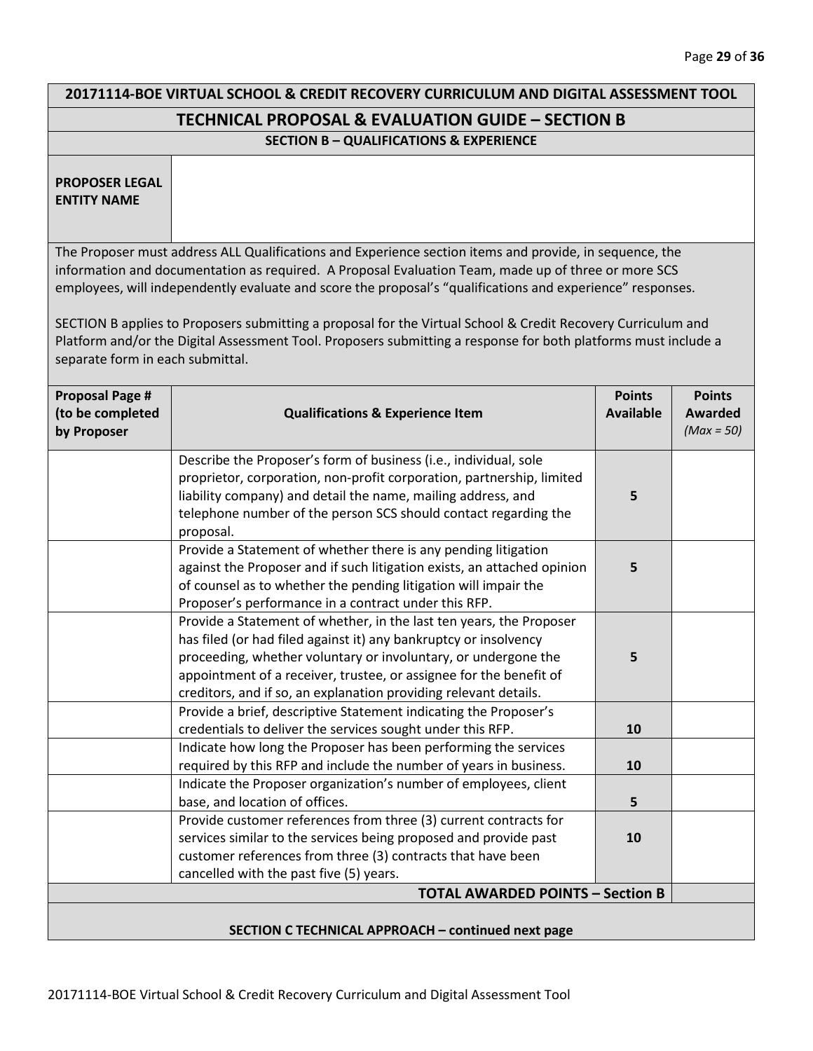## 20171114-BOE VIRTUAL SCHOOL & CREDIT RECOVERY CURRICULUM AND DIGITAL ASSESSMENT TOOL

## TECHNICAL PROPOSAL & EVALUATION GUIDE – SECTION B

### SECTION B – QUALIFICATIONS & EXPERIENCE

| **PROPOSER LEGAL ENTITY NAME** | |
|---|---|

The Proposer must address ALL Qualifications and Experience section items and provide, in sequence, the information and documentation as required. A Proposal Evaluation Team, made up of three or more SCS employees, will independently evaluate and score the proposal's "qualifications and experience" responses.

SECTION B applies to Proposers submitting a proposal for the Virtual School & Credit Recovery Curriculum and Platform and/or the Digital Assessment Tool. Proposers submitting a response for both platforms must include a separate form in each submittal.

| **Proposal Page # (to be completed by Proposer** | **Qualifications & Experience Item** | **Points Available** | **Points Awarded** *(Max = 50)* |
|---|---|---|---|
| | Describe the Proposer's form of business (i.e., individual, sole proprietor, corporation, non-profit corporation, partnership, limited liability company) and detail the name, mailing address, and telephone number of the person SCS should contact regarding the proposal. | 5 | |
| | Provide a Statement of whether there is any pending litigation against the Proposer and if such litigation exists, an attached opinion of counsel as to whether the pending litigation will impair the Proposer's performance in a contract under this RFP. | 5 | |
| | Provide a Statement of whether, in the last ten years, the Proposer has filed (or had filed against it) any bankruptcy or insolvency proceeding, whether voluntary or involuntary, or undergone the appointment of a receiver, trustee, or assignee for the benefit of creditors, and if so, an explanation providing relevant details. | 5 | |
| | Provide a brief, descriptive Statement indicating the Proposer's credentials to deliver the services sought under this RFP. | 10 | |
| | Indicate how long the Proposer has been performing the services required by this RFP and include the number of years in business. | 10 | |
| | Indicate the Proposer organization's number of employees, client base, and location of offices. | 5 | |
| | Provide customer references from three (3) current contracts for services similar to the services being proposed and provide past customer references from three (3) contracts that have been cancelled with the past five (5) years. | 10 | |
| | | **TOTAL AWARDED POINTS – Section B** | |

**SECTION C TECHNICAL APPROACH – continued next page**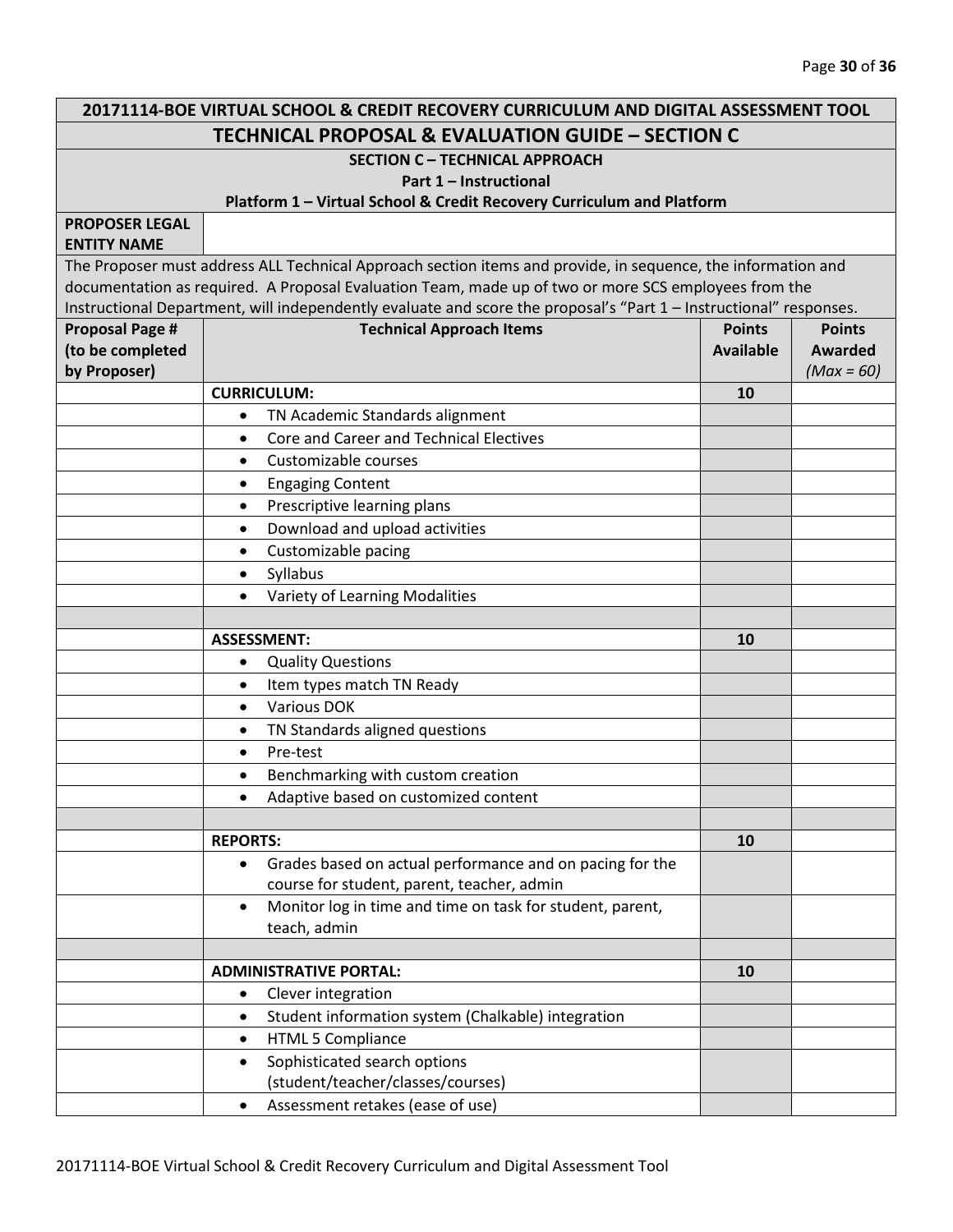| 20171114-BOE VIRTUAL SCHOOL & CREDIT RECOVERY CURRICULUM AND DIGITAL ASSESSMENT TOOL | | | |
|---|---|---|---|
| **TECHNICAL PROPOSAL & EVALUATION GUIDE – SECTION C** | | | |
| **SECTION C – TECHNICAL APPROACH**<br>**Part 1 – Instructional**<br>**Platform 1 – Virtual School & Credit Recovery Curriculum and Platform** | | | |
| **PROPOSER LEGAL ENTITY NAME** | | | |
| The Proposer must address ALL Technical Approach section items and provide, in sequence, the information and documentation as required. A Proposal Evaluation Team, made up of two or more SCS employees from the Instructional Department, will independently evaluate and score the proposal's "Part 1 – Instructional" responses. | | | |
| **Proposal Page # (to be completed by Proposer)** | **Technical Approach Items** | **Points Available** | **Points Awarded** *(Max = 60)* |
| | **CURRICULUM:** | **10** | |
| | • TN Academic Standards alignment | | |
| | • Core and Career and Technical Electives | | |
| | • Customizable courses | | |
| | • Engaging Content | | |
| | • Prescriptive learning plans | | |
| | • Download and upload activities | | |
| | • Customizable pacing | | |
| | • Syllabus | | |
| | • Variety of Learning Modalities | | |
| | | | |
| | **ASSESSMENT:** | **10** | |
| | • Quality Questions | | |
| | • Item types match TN Ready | | |
| | • Various DOK | | |
| | • TN Standards aligned questions | | |
| | • Pre-test | | |
| | • Benchmarking with custom creation | | |
| | • Adaptive based on customized content | | |
| | | | |
| | **REPORTS:** | **10** | |
| | • Grades based on actual performance and on pacing for the course for student, parent, teacher, admin | | |
| | • Monitor log in time and time on task for student, parent, teach, admin | | |
| | | | |
| | **ADMINISTRATIVE PORTAL:** | **10** | |
| | • Clever integration | | |
| | • Student information system (Chalkable) integration | | |
| | • HTML 5 Compliance | | |
| | • Sophisticated search options (student/teacher/classes/courses) | | |
| | • Assessment retakes (ease of use) | | |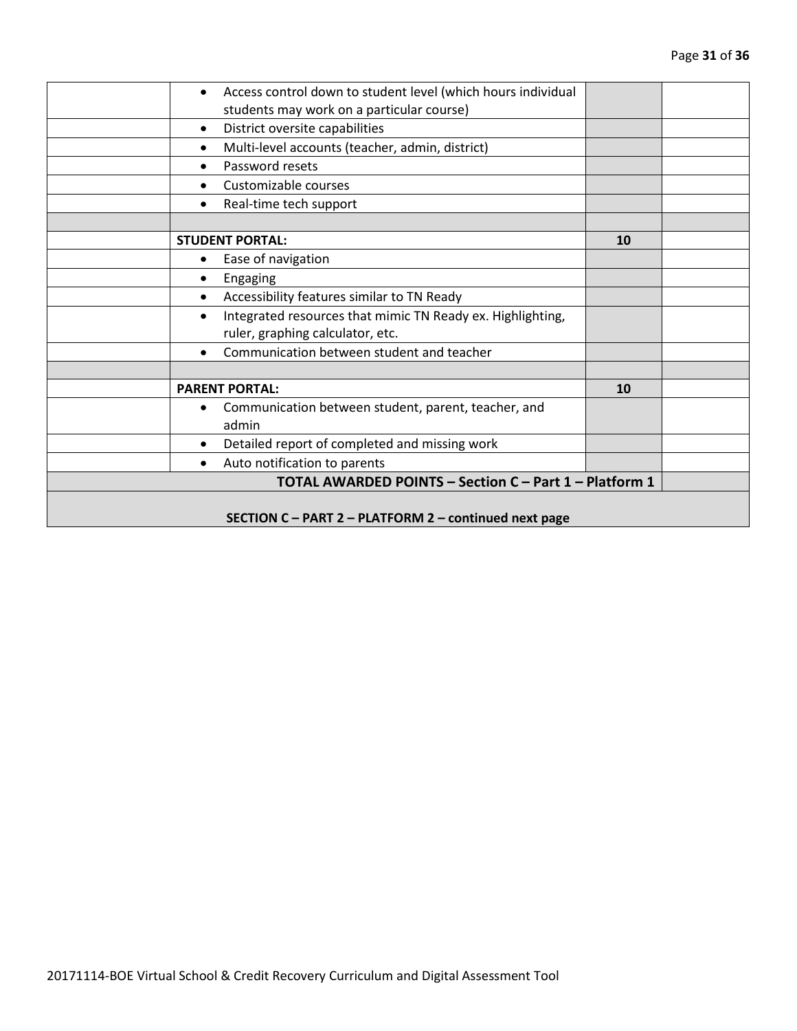| | | | |
|---|---|---|---|
| | • Access control down to student level (which hours individual students may work on a particular course) | | |
| | • District oversite capabilities | | |
| | • Multi-level accounts (teacher, admin, district) | | |
| | • Password resets | | |
| | • Customizable courses | | |
| | • Real-time tech support | | |
| | | | |
| | **STUDENT PORTAL:** | **10** | |
| | • Ease of navigation | | |
| | • Engaging | | |
| | • Accessibility features similar to TN Ready | | |
| | • Integrated resources that mimic TN Ready ex. Highlighting, ruler, graphing calculator, etc. | | |
| | • Communication between student and teacher | | |
| | | | |
| | **PARENT PORTAL:** | **10** | |
| | • Communication between student, parent, teacher, and admin | | |
| | • Detailed report of completed and missing work | | |
| | • Auto notification to parents | | |
| **TOTAL AWARDED POINTS – Section C – Part 1 – Platform 1** | | | |
| **SECTION C – PART 2 – PLATFORM 2 – continued next page** | | | |

20171114-BOE Virtual School & Credit Recovery Curriculum and Digital Assessment Tool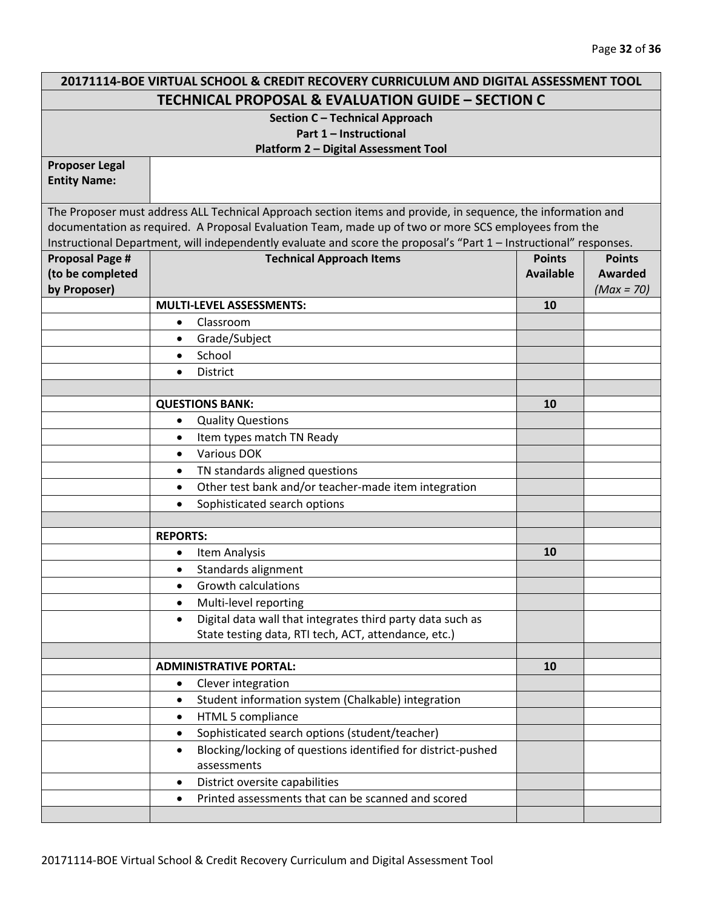| 20171114-BOE VIRTUAL SCHOOL & CREDIT RECOVERY CURRICULUM AND DIGITAL ASSESSMENT TOOL | | | |
|---|---|---|---|
| **TECHNICAL PROPOSAL & EVALUATION GUIDE – SECTION C** | | | |
| **Section C – Technical Approach**<br>**Part 1 – Instructional**<br>**Platform 2 – Digital Assessment Tool** | | | |
| **Proposer Legal Entity Name:** | | | |
| The Proposer must address ALL Technical Approach section items and provide, in sequence, the information and documentation as required. A Proposal Evaluation Team, made up of two or more SCS employees from the Instructional Department, will independently evaluate and score the proposal's "Part 1 – Instructional" responses. | | | |
| **Proposal Page # (to be completed by Proposer)** | **Technical Approach Items** | **Points Available** | **Points Awarded** *(Max = 70)* |
| | **MULTI-LEVEL ASSESSMENTS:** | **10** | |
| | • Classroom | | |
| | • Grade/Subject | | |
| | • School | | |
| | • District | | |
| | | | |
| | **QUESTIONS BANK:** | **10** | |
| | • Quality Questions | | |
| | • Item types match TN Ready | | |
| | • Various DOK | | |
| | • TN standards aligned questions | | |
| | • Other test bank and/or teacher-made item integration | | |
| | • Sophisticated search options | | |
| | | | |
| | **REPORTS:** | | |
| | • Item Analysis | **10** | |
| | • Standards alignment | | |
| | • Growth calculations | | |
| | • Multi-level reporting | | |
| | • Digital data wall that integrates third party data such as State testing data, RTI tech, ACT, attendance, etc.) | | |
| | | | |
| | **ADMINISTRATIVE PORTAL:** | **10** | |
| | • Clever integration | | |
| | • Student information system (Chalkable) integration | | |
| | • HTML 5 compliance | | |
| | • Sophisticated search options (student/teacher) | | |
| | • Blocking/locking of questions identified for district-pushed assessments | | |
| | • District oversite capabilities | | |
| | • Printed assessments that can be scanned and scored | | |
| | | | |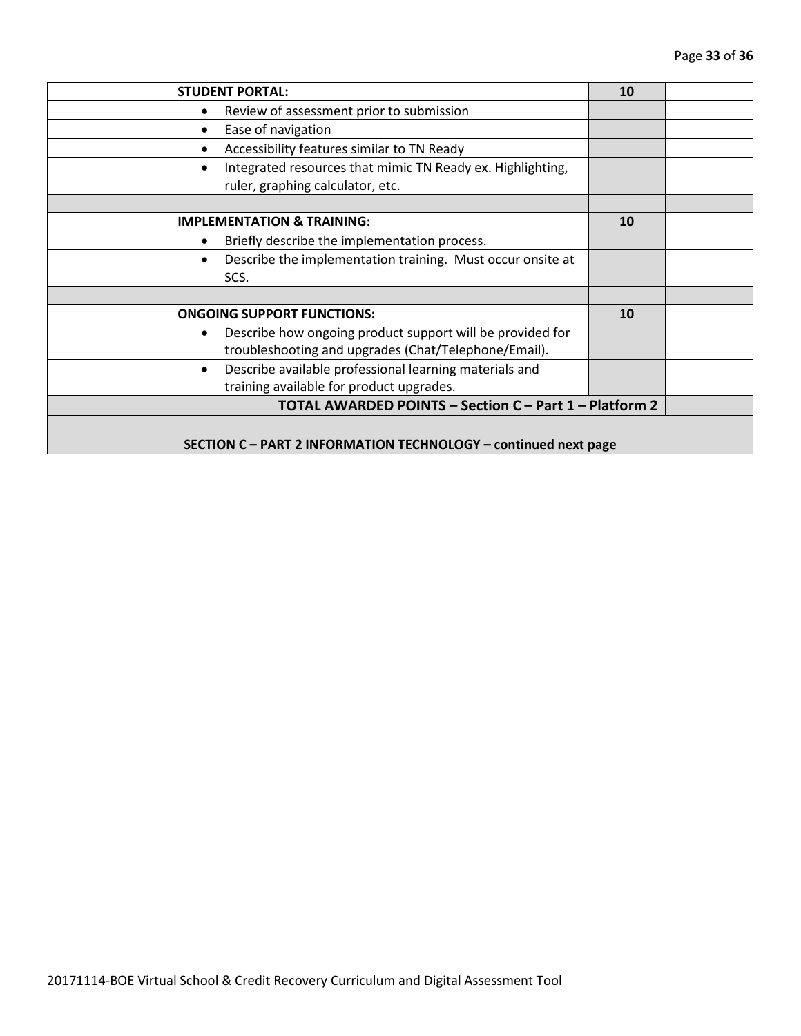| | | | |
|---|---|---|---|
| | **STUDENT PORTAL:** | **10** | |
| | • Review of assessment prior to submission | | |
| | • Ease of navigation | | |
| | • Accessibility features similar to TN Ready | | |
| | • Integrated resources that mimic TN Ready ex. Highlighting, ruler, graphing calculator, etc. | | |
| | | | |
| | **IMPLEMENTATION & TRAINING:** | **10** | |
| | • Briefly describe the implementation process. | | |
| | • Describe the implementation training. Must occur onsite at SCS. | | |
| | | | |
| | **ONGOING SUPPORT FUNCTIONS:** | **10** | |
| | • Describe how ongoing product support will be provided for troubleshooting and upgrades (Chat/Telephone/Email). | | |
| | • Describe available professional learning materials and training available for product upgrades. | | |
| **TOTAL AWARDED POINTS – Section C – Part 1 – Platform 2** | | | |
| **SECTION C – PART 2 INFORMATION TECHNOLOGY – continued next page** | | | |

20171114-BOE Virtual School & Credit Recovery Curriculum and Digital Assessment Tool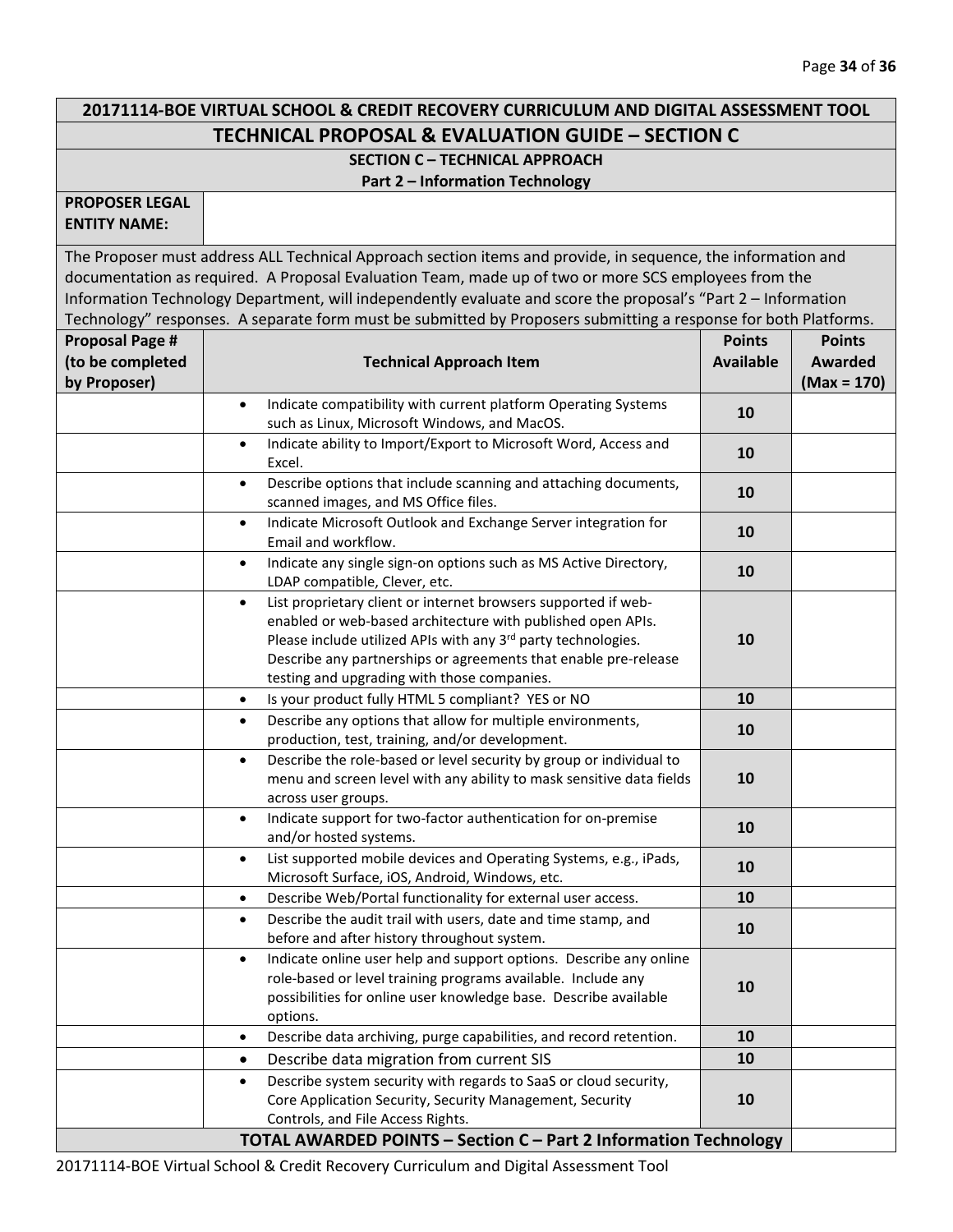## 20171114-BOE VIRTUAL SCHOOL & CREDIT RECOVERY CURRICULUM AND DIGITAL ASSESSMENT TOOL

## TECHNICAL PROPOSAL & EVALUATION GUIDE – SECTION C

### SECTION C – TECHNICAL APPROACH
### Part 2 – Information Technology

| **PROPOSER LEGAL ENTITY NAME:** | |
|---|---|

The Proposer must address ALL Technical Approach section items and provide, in sequence, the information and documentation as required. A Proposal Evaluation Team, made up of two or more SCS employees from the Information Technology Department, will independently evaluate and score the proposal's "Part 2 – Information Technology" responses. A separate form must be submitted by Proposers submitting a response for both Platforms.

| Proposal Page # (to be completed by Proposer) | Technical Approach Item | Points Available | Points Awarded (Max = 170) |
|---|---|---|---|
| | • Indicate compatibility with current platform Operating Systems such as Linux, Microsoft Windows, and MacOS. | 10 | |
| | • Indicate ability to Import/Export to Microsoft Word, Access and Excel. | 10 | |
| | • Describe options that include scanning and attaching documents, scanned images, and MS Office files. | 10 | |
| | • Indicate Microsoft Outlook and Exchange Server integration for Email and workflow. | 10 | |
| | • Indicate any single sign-on options such as MS Active Directory, LDAP compatible, Clever, etc. | 10 | |
| | • List proprietary client or internet browsers supported if web-enabled or web-based architecture with published open APIs. Please include utilized APIs with any 3rd party technologies. Describe any partnerships or agreements that enable pre-release testing and upgrading with those companies. | 10 | |
| | • Is your product fully HTML 5 compliant? YES or NO | 10 | |
| | • Describe any options that allow for multiple environments, production, test, training, and/or development. | 10 | |
| | • Describe the role-based or level security by group or individual to menu and screen level with any ability to mask sensitive data fields across user groups. | 10 | |
| | • Indicate support for two-factor authentication for on-premise and/or hosted systems. | 10 | |
| | • List supported mobile devices and Operating Systems, e.g., iPads, Microsoft Surface, iOS, Android, Windows, etc. | 10 | |
| | • Describe Web/Portal functionality for external user access. | 10 | |
| | • Describe the audit trail with users, date and time stamp, and before and after history throughout system. | 10 | |
| | • Indicate online user help and support options. Describe any online role-based or level training programs available. Include any possibilities for online user knowledge base. Describe available options. | 10 | |
| | • Describe data archiving, purge capabilities, and record retention. | 10 | |
| | • Describe data migration from current SIS | 10 | |
| | • Describe system security with regards to SaaS or cloud security, Core Application Security, Security Management, Security Controls, and File Access Rights. | 10 | |
| **TOTAL AWARDED POINTS – Section C – Part 2 Information Technology** | | | |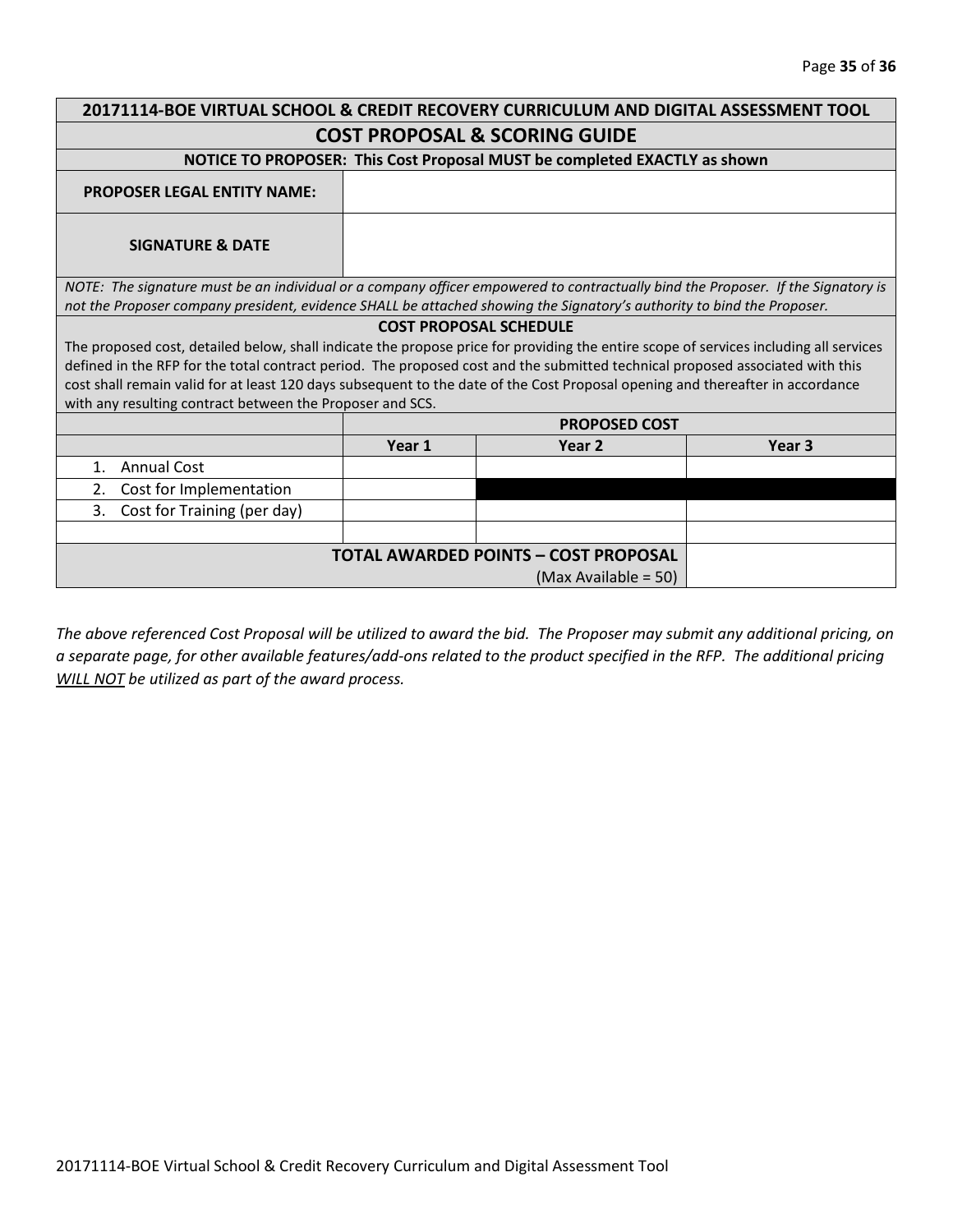## 20171114-BOE VIRTUAL SCHOOL & CREDIT RECOVERY CURRICULUM AND DIGITAL ASSESSMENT TOOL

## COST PROPOSAL & SCORING GUIDE

**NOTICE TO PROPOSER: This Cost Proposal MUST be completed EXACTLY as shown**

| | |
|---|---|
| **PROPOSER LEGAL ENTITY NAME:** | |
| **SIGNATURE & DATE** | |

*NOTE: The signature must be an individual or a company officer empowered to contractually bind the Proposer. If the Signatory is not the Proposer company president, evidence SHALL be attached showing the Signatory's authority to bind the Proposer.*

**COST PROPOSAL SCHEDULE**

The proposed cost, detailed below, shall indicate the propose price for providing the entire scope of services including all services defined in the RFP for the total contract period. The proposed cost and the submitted technical proposed associated with this cost shall remain valid for at least 120 days subsequent to the date of the Cost Proposal opening and thereafter in accordance with any resulting contract between the Proposer and SCS.

| | **PROPOSED COST** | | |
|---|---|---|---|
| | **Year 1** | **Year 2** | **Year 3** |
| 1. Annual Cost | | | |
| 2. Cost for Implementation | | | |
| 3. Cost for Training (per day) | | | |
| | | | |
| | | **TOTAL AWARDED POINTS – COST PROPOSAL** (Max Available = 50) | |

*The above referenced Cost Proposal will be utilized to award the bid. The Proposer may submit any additional pricing, on a separate page, for other available features/add-ons related to the product specified in the RFP. The additional pricing <u>WILL NOT</u> be utilized as part of the award process.*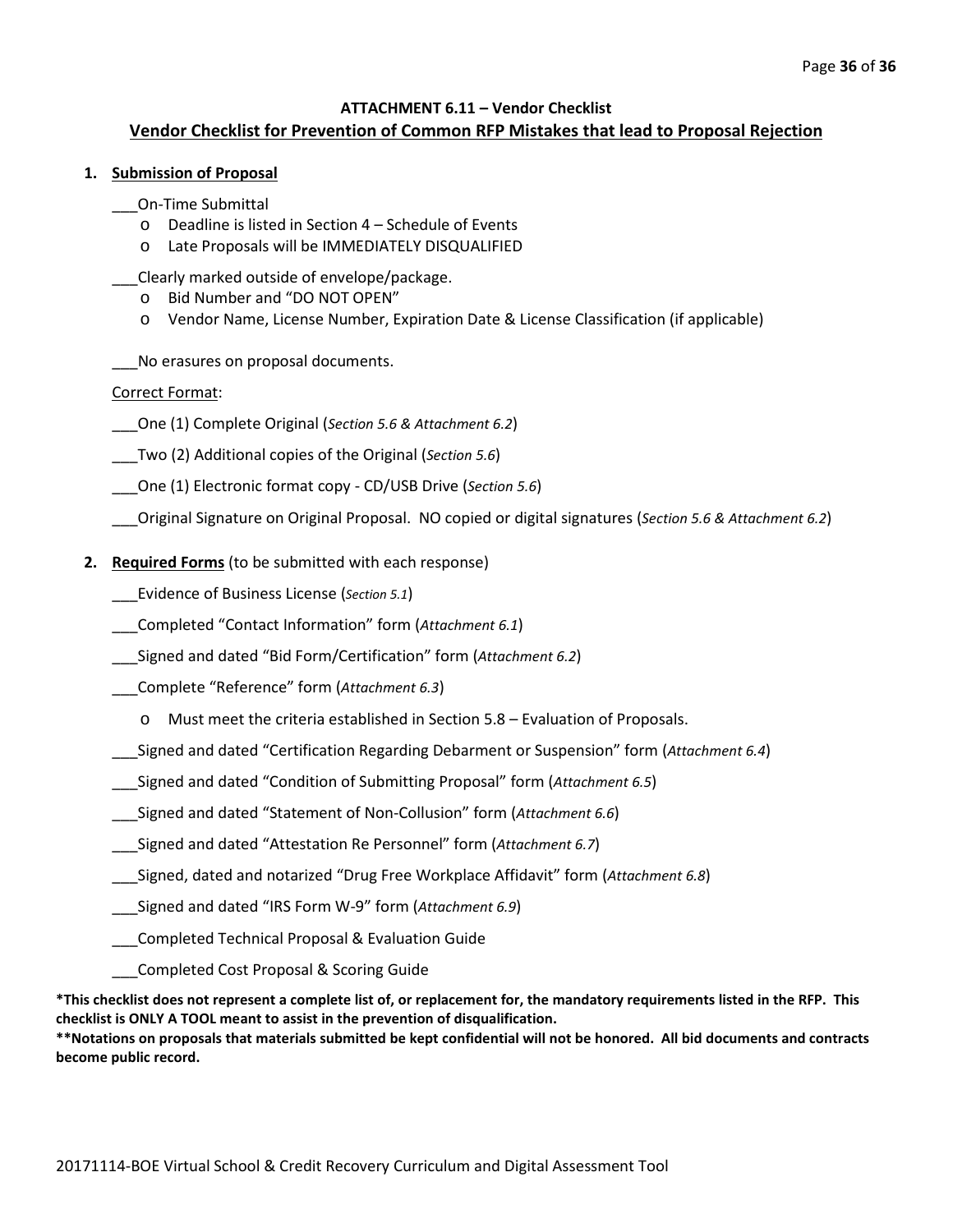## ATTACHMENT 6.11 – Vendor Checklist

### Vendor Checklist for Prevention of Common RFP Mistakes that lead to Proposal Rejection

1. **Submission of Proposal**

   ___On-Time Submittal
   - Deadline is listed in Section 4 – Schedule of Events
   - Late Proposals will be IMMEDIATELY DISQUALIFIED

   ___Clearly marked outside of envelope/package.
   - Bid Number and "DO NOT OPEN"
   - Vendor Name, License Number, Expiration Date & License Classification (if applicable)

   ___No erasures on proposal documents.

   Correct Format:

   ___One (1) Complete Original (*Section 5.6 & Attachment 6.2*)

   ___Two (2) Additional copies of the Original (*Section 5.6*)

   ___One (1) Electronic format copy - CD/USB Drive (*Section 5.6*)

   ___Original Signature on Original Proposal. NO copied or digital signatures (*Section 5.6 & Attachment 6.2*)

2. **Required Forms** (to be submitted with each response)

   ___Evidence of Business License (*Section 5.1*)

   ___Completed "Contact Information" form (*Attachment 6.1*)

   ___Signed and dated "Bid Form/Certification" form (*Attachment 6.2*)

   ___Complete "Reference" form (*Attachment 6.3*)
   - Must meet the criteria established in Section 5.8 – Evaluation of Proposals.

   ___Signed and dated "Certification Regarding Debarment or Suspension" form (*Attachment 6.4*)

   ___Signed and dated "Condition of Submitting Proposal" form (*Attachment 6.5*)

   ___Signed and dated "Statement of Non-Collusion" form (*Attachment 6.6*)

   ___Signed and dated "Attestation Re Personnel" form (*Attachment 6.7*)

   ___Signed, dated and notarized "Drug Free Workplace Affidavit" form (*Attachment 6.8*)

   ___Signed and dated "IRS Form W-9" form (*Attachment 6.9*)

   ___Completed Technical Proposal & Evaluation Guide

   ___Completed Cost Proposal & Scoring Guide

**\*This checklist does not represent a complete list of, or replacement for, the mandatory requirements listed in the RFP. This checklist is ONLY A TOOL meant to assist in the prevention of disqualification.**

**\*\*Notations on proposals that materials submitted be kept confidential will not be honored. All bid documents and contracts become public record.**

20171114-BOE Virtual School & Credit Recovery Curriculum and Digital Assessment Tool